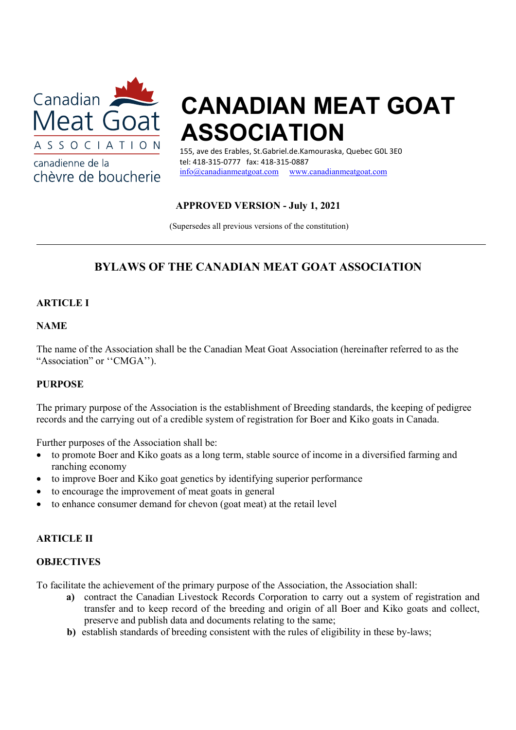Canadian Meat Goat ASSOCIATION
canadienne de la chèvre de boucherie

# CANADIAN MEAT GOAT ASSOCIATION

155, ave des Erables, St.Gabriel.de.Kamouraska, Quebec G0L 3E0
tel: 418-315-0777 fax: 418-315-0887
info@canadianmeatgoat.com www.canadianmeatgoat.com

**APPROVED VERSION - July 1, 2021**

(Supersedes all previous versions of the constitution)

---

## BYLAWS OF THE CANADIAN MEAT GOAT ASSOCIATION

### ARTICLE I

### NAME

The name of the Association shall be the Canadian Meat Goat Association (hereinafter referred to as the "Association" or ''CMGA'').

### PURPOSE

The primary purpose of the Association is the establishment of Breeding standards, the keeping of pedigree records and the carrying out of a credible system of registration for Boer and Kiko goats in Canada.

Further purposes of the Association shall be:

- to promote Boer and Kiko goats as a long term, stable source of income in a diversified farming and ranching economy
- to improve Boer and Kiko goat genetics by identifying superior performance
- to encourage the improvement of meat goats in general
- to enhance consumer demand for chevon (goat meat) at the retail level

### ARTICLE II

### OBJECTIVES

To facilitate the achievement of the primary purpose of the Association, the Association shall:

**a)** contract the Canadian Livestock Records Corporation to carry out a system of registration and transfer and to keep record of the breeding and origin of all Boer and Kiko goats and collect, preserve and publish data and documents relating to the same;

**b)** establish standards of breeding consistent with the rules of eligibility in these by-laws;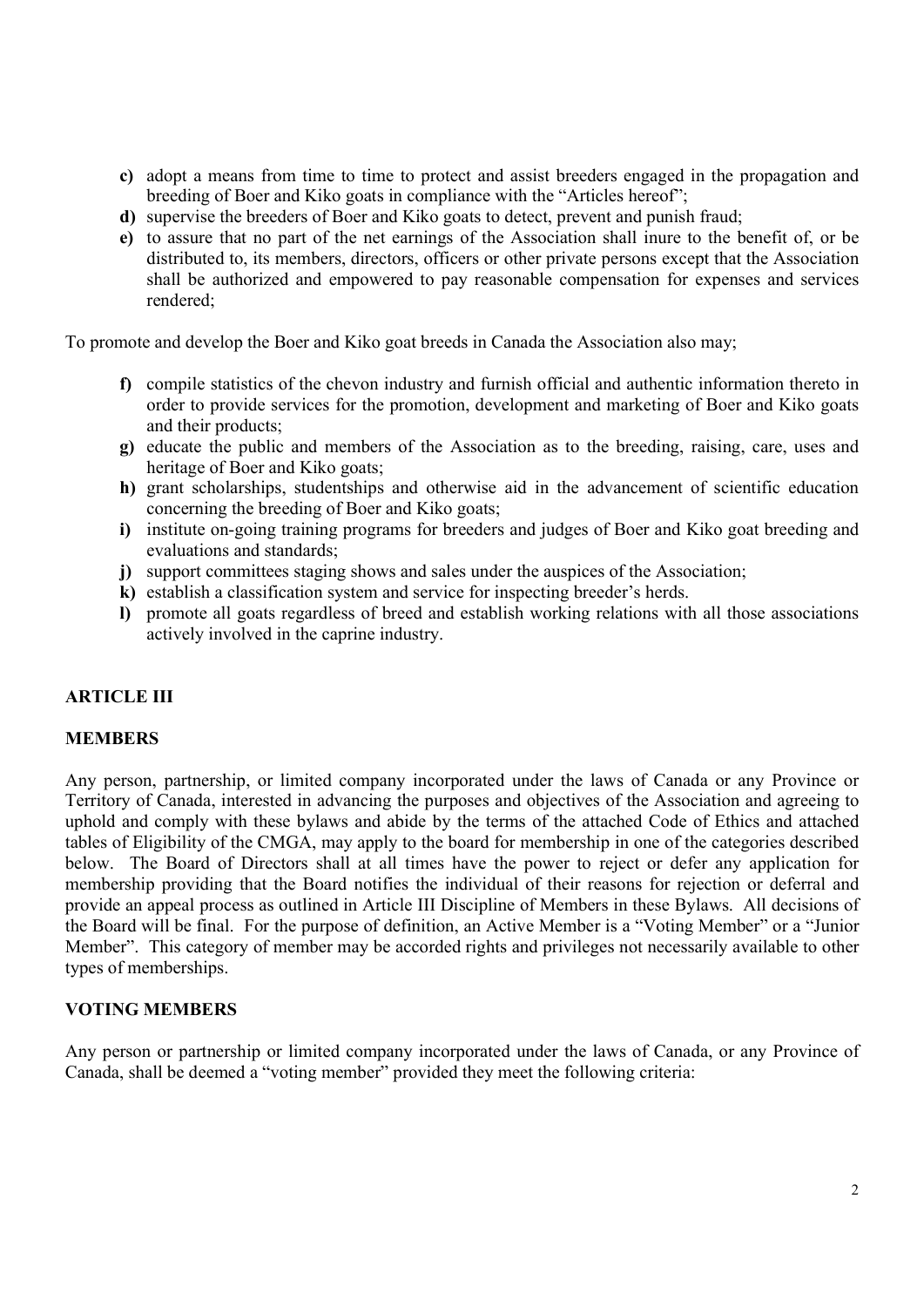- **c)** adopt a means from time to time to protect and assist breeders engaged in the propagation and breeding of Boer and Kiko goats in compliance with the "Articles hereof";
- **d)** supervise the breeders of Boer and Kiko goats to detect, prevent and punish fraud;
- **e)** to assure that no part of the net earnings of the Association shall inure to the benefit of, or be distributed to, its members, directors, officers or other private persons except that the Association shall be authorized and empowered to pay reasonable compensation for expenses and services rendered;

To promote and develop the Boer and Kiko goat breeds in Canada the Association also may;

- **f)** compile statistics of the chevon industry and furnish official and authentic information thereto in order to provide services for the promotion, development and marketing of Boer and Kiko goats and their products;
- **g)** educate the public and members of the Association as to the breeding, raising, care, uses and heritage of Boer and Kiko goats;
- **h)** grant scholarships, studentships and otherwise aid in the advancement of scientific education concerning the breeding of Boer and Kiko goats;
- **i)** institute on-going training programs for breeders and judges of Boer and Kiko goat breeding and evaluations and standards;
- **j)** support committees staging shows and sales under the auspices of the Association;
- **k)** establish a classification system and service for inspecting breeder's herds.
- **l)** promote all goats regardless of breed and establish working relations with all those associations actively involved in the caprine industry.

## ARTICLE III

## MEMBERS

Any person, partnership, or limited company incorporated under the laws of Canada or any Province or Territory of Canada, interested in advancing the purposes and objectives of the Association and agreeing to uphold and comply with these bylaws and abide by the terms of the attached Code of Ethics and attached tables of Eligibility of the CMGA, may apply to the board for membership in one of the categories described below. The Board of Directors shall at all times have the power to reject or defer any application for membership providing that the Board notifies the individual of their reasons for rejection or deferral and provide an appeal process as outlined in Article III Discipline of Members in these Bylaws. All decisions of the Board will be final. For the purpose of definition, an Active Member is a "Voting Member" or a "Junior Member". This category of member may be accorded rights and privileges not necessarily available to other types of memberships.

### VOTING MEMBERS

Any person or partnership or limited company incorporated under the laws of Canada, or any Province of Canada, shall be deemed a "voting member" provided they meet the following criteria: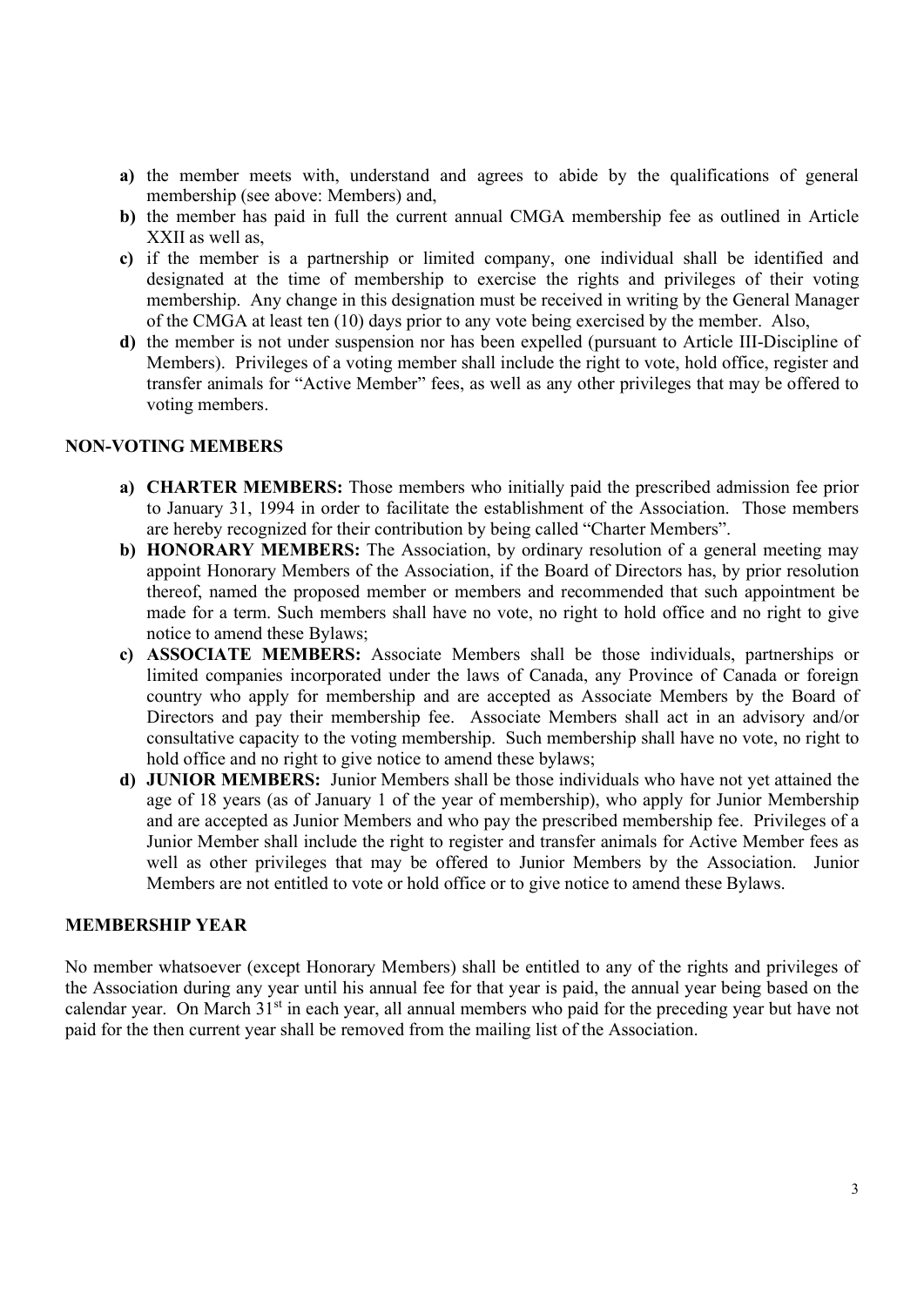- **a)** the member meets with, understand and agrees to abide by the qualifications of general membership (see above: Members) and,
- **b)** the member has paid in full the current annual CMGA membership fee as outlined in Article XXII as well as,
- **c)** if the member is a partnership or limited company, one individual shall be identified and designated at the time of membership to exercise the rights and privileges of their voting membership. Any change in this designation must be received in writing by the General Manager of the CMGA at least ten (10) days prior to any vote being exercised by the member. Also,
- **d)** the member is not under suspension nor has been expelled (pursuant to Article III-Discipline of Members). Privileges of a voting member shall include the right to vote, hold office, register and transfer animals for "Active Member" fees, as well as any other privileges that may be offered to voting members.

**NON-VOTING MEMBERS**

- **a) CHARTER MEMBERS:** Those members who initially paid the prescribed admission fee prior to January 31, 1994 in order to facilitate the establishment of the Association. Those members are hereby recognized for their contribution by being called "Charter Members".
- **b) HONORARY MEMBERS:** The Association, by ordinary resolution of a general meeting may appoint Honorary Members of the Association, if the Board of Directors has, by prior resolution thereof, named the proposed member or members and recommended that such appointment be made for a term. Such members shall have no vote, no right to hold office and no right to give notice to amend these Bylaws;
- **c) ASSOCIATE MEMBERS:** Associate Members shall be those individuals, partnerships or limited companies incorporated under the laws of Canada, any Province of Canada or foreign country who apply for membership and are accepted as Associate Members by the Board of Directors and pay their membership fee. Associate Members shall act in an advisory and/or consultative capacity to the voting membership. Such membership shall have no vote, no right to hold office and no right to give notice to amend these bylaws;
- **d) JUNIOR MEMBERS:** Junior Members shall be those individuals who have not yet attained the age of 18 years (as of January 1 of the year of membership), who apply for Junior Membership and are accepted as Junior Members and who pay the prescribed membership fee. Privileges of a Junior Member shall include the right to register and transfer animals for Active Member fees as well as other privileges that may be offered to Junior Members by the Association. Junior Members are not entitled to vote or hold office or to give notice to amend these Bylaws.

**MEMBERSHIP YEAR**

No member whatsoever (except Honorary Members) shall be entitled to any of the rights and privileges of the Association during any year until his annual fee for that year is paid, the annual year being based on the calendar year. On March 31st in each year, all annual members who paid for the preceding year but have not paid for the then current year shall be removed from the mailing list of the Association.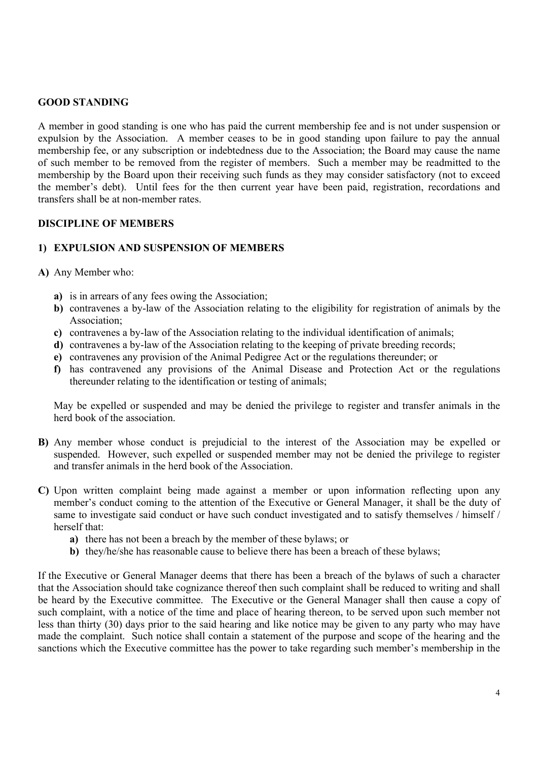## GOOD STANDING

A member in good standing is one who has paid the current membership fee and is not under suspension or expulsion by the Association. A member ceases to be in good standing upon failure to pay the annual membership fee, or any subscription or indebtedness due to the Association; the Board may cause the name of such member to be removed from the register of members. Such a member may be readmitted to the membership by the Board upon their receiving such funds as they may consider satisfactory (not to exceed the member's debt). Until fees for the then current year have been paid, registration, recordations and transfers shall be at non-member rates.

## DISCIPLINE OF MEMBERS

### 1) EXPULSION AND SUSPENSION OF MEMBERS

**A)** Any Member who:

- **a)** is in arrears of any fees owing the Association;
- **b)** contravenes a by-law of the Association relating to the eligibility for registration of animals by the Association;
- **c)** contravenes a by-law of the Association relating to the individual identification of animals;
- **d)** contravenes a by-law of the Association relating to the keeping of private breeding records;
- **e)** contravenes any provision of the Animal Pedigree Act or the regulations thereunder; or
- **f)** has contravened any provisions of the Animal Disease and Protection Act or the regulations thereunder relating to the identification or testing of animals;

May be expelled or suspended and may be denied the privilege to register and transfer animals in the herd book of the association.

**B)** Any member whose conduct is prejudicial to the interest of the Association may be expelled or suspended. However, such expelled or suspended member may not be denied the privilege to register and transfer animals in the herd book of the Association.

**C)** Upon written complaint being made against a member or upon information reflecting upon any member's conduct coming to the attention of the Executive or General Manager, it shall be the duty of same to investigate said conduct or have such conduct investigated and to satisfy themselves / himself / herself that:

- **a)** there has not been a breach by the member of these bylaws; or
- **b)** they/he/she has reasonable cause to believe there has been a breach of these bylaws;

If the Executive or General Manager deems that there has been a breach of the bylaws of such a character that the Association should take cognizance thereof then such complaint shall be reduced to writing and shall be heard by the Executive committee. The Executive or the General Manager shall then cause a copy of such complaint, with a notice of the time and place of hearing thereon, to be served upon such member not less than thirty (30) days prior to the said hearing and like notice may be given to any party who may have made the complaint. Such notice shall contain a statement of the purpose and scope of the hearing and the sanctions which the Executive committee has the power to take regarding such member's membership in the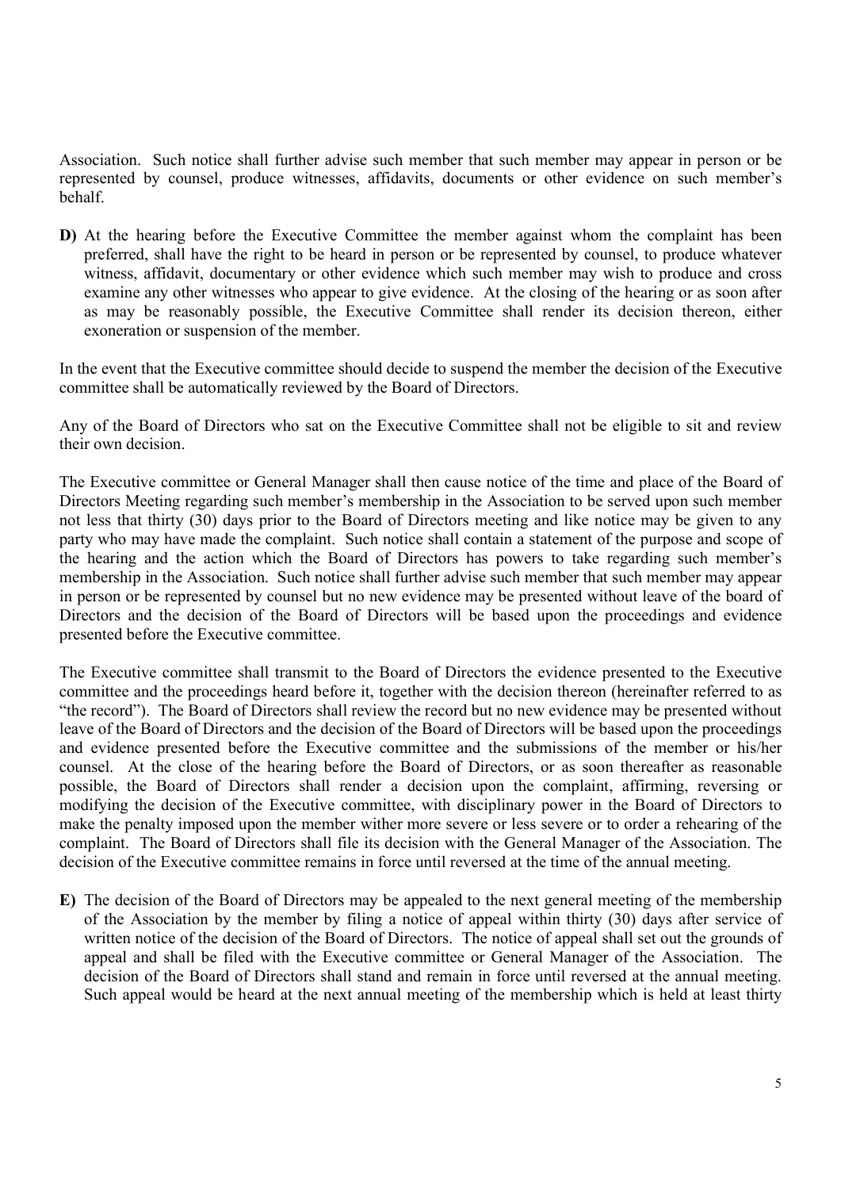Association. Such notice shall further advise such member that such member may appear in person or be represented by counsel, produce witnesses, affidavits, documents or other evidence on such member's behalf.

**D)** At the hearing before the Executive Committee the member against whom the complaint has been preferred, shall have the right to be heard in person or be represented by counsel, to produce whatever witness, affidavit, documentary or other evidence which such member may wish to produce and cross examine any other witnesses who appear to give evidence. At the closing of the hearing or as soon after as may be reasonably possible, the Executive Committee shall render its decision thereon, either exoneration or suspension of the member.

In the event that the Executive committee should decide to suspend the member the decision of the Executive committee shall be automatically reviewed by the Board of Directors.

Any of the Board of Directors who sat on the Executive Committee shall not be eligible to sit and review their own decision.

The Executive committee or General Manager shall then cause notice of the time and place of the Board of Directors Meeting regarding such member's membership in the Association to be served upon such member not less that thirty (30) days prior to the Board of Directors meeting and like notice may be given to any party who may have made the complaint. Such notice shall contain a statement of the purpose and scope of the hearing and the action which the Board of Directors has powers to take regarding such member's membership in the Association. Such notice shall further advise such member that such member may appear in person or be represented by counsel but no new evidence may be presented without leave of the board of Directors and the decision of the Board of Directors will be based upon the proceedings and evidence presented before the Executive committee.

The Executive committee shall transmit to the Board of Directors the evidence presented to the Executive committee and the proceedings heard before it, together with the decision thereon (hereinafter referred to as "the record"). The Board of Directors shall review the record but no new evidence may be presented without leave of the Board of Directors and the decision of the Board of Directors will be based upon the proceedings and evidence presented before the Executive committee and the submissions of the member or his/her counsel. At the close of the hearing before the Board of Directors, or as soon thereafter as reasonable possible, the Board of Directors shall render a decision upon the complaint, affirming, reversing or modifying the decision of the Executive committee, with disciplinary power in the Board of Directors to make the penalty imposed upon the member wither more severe or less severe or to order a rehearing of the complaint. The Board of Directors shall file its decision with the General Manager of the Association. The decision of the Executive committee remains in force until reversed at the time of the annual meeting.

**E)** The decision of the Board of Directors may be appealed to the next general meeting of the membership of the Association by the member by filing a notice of appeal within thirty (30) days after service of written notice of the decision of the Board of Directors. The notice of appeal shall set out the grounds of appeal and shall be filed with the Executive committee or General Manager of the Association. The decision of the Board of Directors shall stand and remain in force until reversed at the annual meeting. Such appeal would be heard at the next annual meeting of the membership which is held at least thirty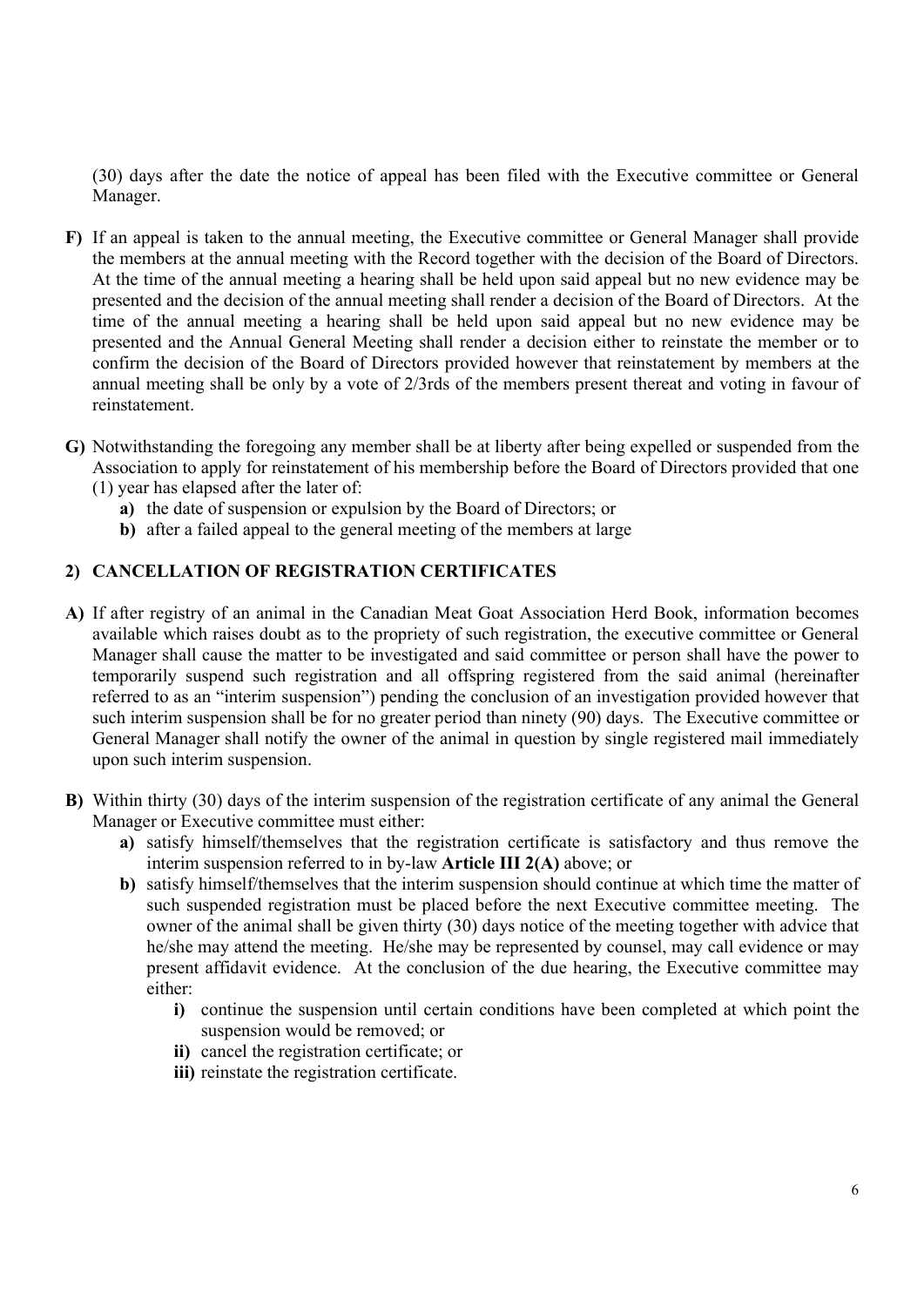(30) days after the date the notice of appeal has been filed with the Executive committee or General Manager.

**F)** If an appeal is taken to the annual meeting, the Executive committee or General Manager shall provide the members at the annual meeting with the Record together with the decision of the Board of Directors. At the time of the annual meeting a hearing shall be held upon said appeal but no new evidence may be presented and the decision of the annual meeting shall render a decision of the Board of Directors. At the time of the annual meeting a hearing shall be held upon said appeal but no new evidence may be presented and the Annual General Meeting shall render a decision either to reinstate the member or to confirm the decision of the Board of Directors provided however that reinstatement by members at the annual meeting shall be only by a vote of 2/3rds of the members present thereat and voting in favour of reinstatement.

**G)** Notwithstanding the foregoing any member shall be at liberty after being expelled or suspended from the Association to apply for reinstatement of his membership before the Board of Directors provided that one (1) year has elapsed after the later of:

- **a)** the date of suspension or expulsion by the Board of Directors; or
- **b)** after a failed appeal to the general meeting of the members at large

## 2) CANCELLATION OF REGISTRATION CERTIFICATES

**A)** If after registry of an animal in the Canadian Meat Goat Association Herd Book, information becomes available which raises doubt as to the propriety of such registration, the executive committee or General Manager shall cause the matter to be investigated and said committee or person shall have the power to temporarily suspend such registration and all offspring registered from the said animal (hereinafter referred to as an "interim suspension") pending the conclusion of an investigation provided however that such interim suspension shall be for no greater period than ninety (90) days. The Executive committee or General Manager shall notify the owner of the animal in question by single registered mail immediately upon such interim suspension.

**B)** Within thirty (30) days of the interim suspension of the registration certificate of any animal the General Manager or Executive committee must either:

- **a)** satisfy himself/themselves that the registration certificate is satisfactory and thus remove the interim suspension referred to in by-law **Article III 2(A)** above; or
- **b)** satisfy himself/themselves that the interim suspension should continue at which time the matter of such suspended registration must be placed before the next Executive committee meeting. The owner of the animal shall be given thirty (30) days notice of the meeting together with advice that he/she may attend the meeting. He/she may be represented by counsel, may call evidence or may present affidavit evidence. At the conclusion of the due hearing, the Executive committee may either:
  - **i)** continue the suspension until certain conditions have been completed at which point the suspension would be removed; or
  - **ii)** cancel the registration certificate; or
  - **iii)** reinstate the registration certificate.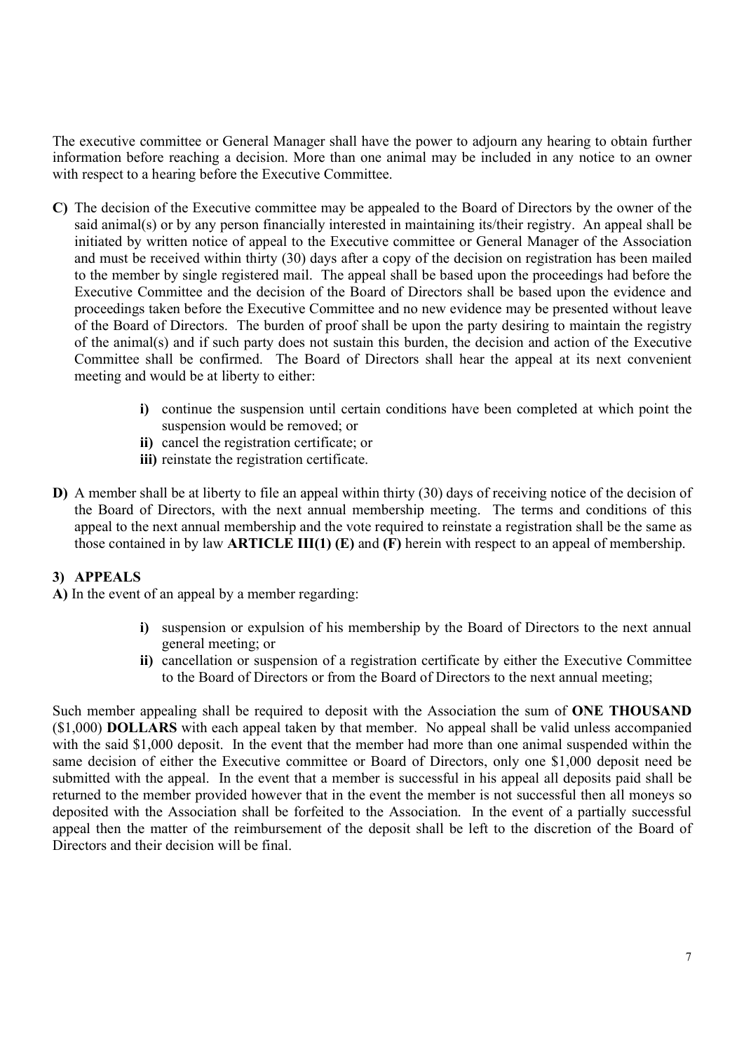The executive committee or General Manager shall have the power to adjourn any hearing to obtain further information before reaching a decision. More than one animal may be included in any notice to an owner with respect to a hearing before the Executive Committee.

**C)** The decision of the Executive committee may be appealed to the Board of Directors by the owner of the said animal(s) or by any person financially interested in maintaining its/their registry. An appeal shall be initiated by written notice of appeal to the Executive committee or General Manager of the Association and must be received within thirty (30) days after a copy of the decision on registration has been mailed to the member by single registered mail. The appeal shall be based upon the proceedings had before the Executive Committee and the decision of the Board of Directors shall be based upon the evidence and proceedings taken before the Executive Committee and no new evidence may be presented without leave of the Board of Directors. The burden of proof shall be upon the party desiring to maintain the registry of the animal(s) and if such party does not sustain this burden, the decision and action of the Executive Committee shall be confirmed. The Board of Directors shall hear the appeal at its next convenient meeting and would be at liberty to either:

> **i)** continue the suspension until certain conditions have been completed at which point the suspension would be removed; or
> **ii)** cancel the registration certificate; or
> **iii)** reinstate the registration certificate.

**D)** A member shall be at liberty to file an appeal within thirty (30) days of receiving notice of the decision of the Board of Directors, with the next annual membership meeting. The terms and conditions of this appeal to the next annual membership and the vote required to reinstate a registration shall be the same as those contained in by law **ARTICLE III(1) (E)** and **(F)** herein with respect to an appeal of membership.

### 3) APPEALS

**A)** In the event of an appeal by a member regarding:

> **i)** suspension or expulsion of his membership by the Board of Directors to the next annual general meeting; or
> **ii)** cancellation or suspension of a registration certificate by either the Executive Committee to the Board of Directors or from the Board of Directors to the next annual meeting;

Such member appealing shall be required to deposit with the Association the sum of **ONE THOUSAND** ($1,000) **DOLLARS** with each appeal taken by that member. No appeal shall be valid unless accompanied with the said $1,000 deposit. In the event that the member had more than one animal suspended within the same decision of either the Executive committee or Board of Directors, only one $1,000 deposit need be submitted with the appeal. In the event that a member is successful in his appeal all deposits paid shall be returned to the member provided however that in the event the member is not successful then all moneys so deposited with the Association shall be forfeited to the Association. In the event of a partially successful appeal then the matter of the reimbursement of the deposit shall be left to the discretion of the Board of Directors and their decision will be final.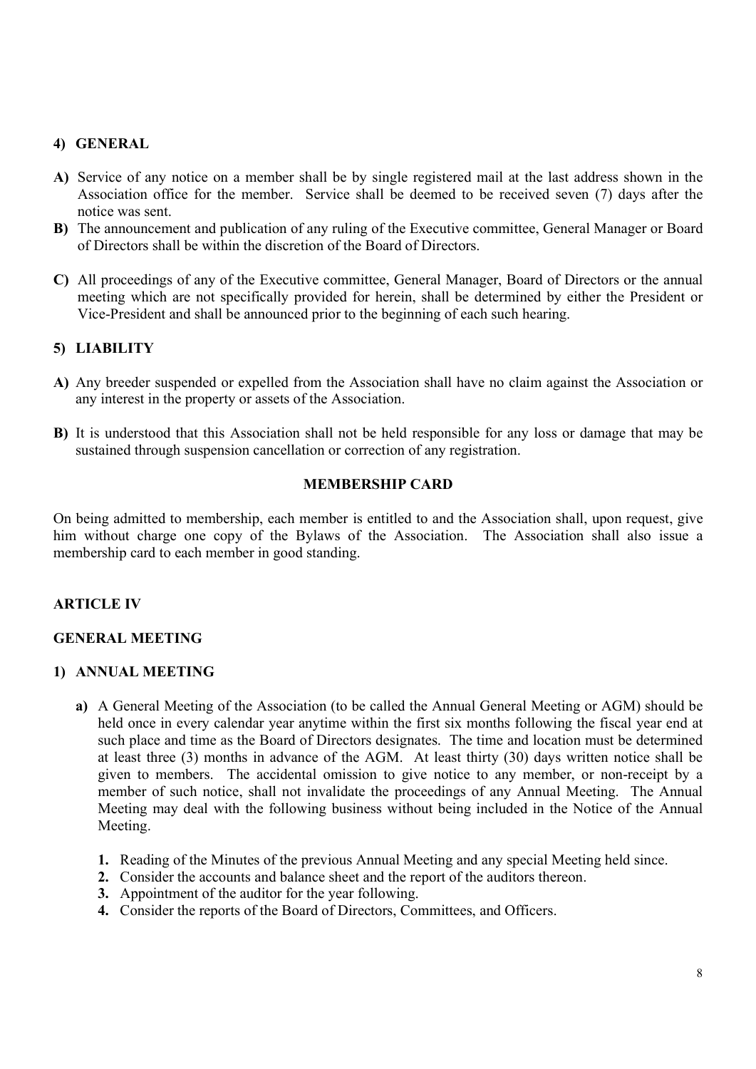### 4) GENERAL

**A)** Service of any notice on a member shall be by single registered mail at the last address shown in the Association office for the member. Service shall be deemed to be received seven (7) days after the notice was sent.

**B)** The announcement and publication of any ruling of the Executive committee, General Manager or Board of Directors shall be within the discretion of the Board of Directors.

**C)** All proceedings of any of the Executive committee, General Manager, Board of Directors or the annual meeting which are not specifically provided for herein, shall be determined by either the President or Vice-President and shall be announced prior to the beginning of each such hearing.

### 5) LIABILITY

**A)** Any breeder suspended or expelled from the Association shall have no claim against the Association or any interest in the property or assets of the Association.

**B)** It is understood that this Association shall not be held responsible for any loss or damage that may be sustained through suspension cancellation or correction of any registration.

### MEMBERSHIP CARD

On being admitted to membership, each member is entitled to and the Association shall, upon request, give him without charge one copy of the Bylaws of the Association. The Association shall also issue a membership card to each member in good standing.

## ARTICLE IV

## GENERAL MEETING

### 1) ANNUAL MEETING

**a)** A General Meeting of the Association (to be called the Annual General Meeting or AGM) should be held once in every calendar year anytime within the first six months following the fiscal year end at such place and time as the Board of Directors designates. The time and location must be determined at least three (3) months in advance of the AGM. At least thirty (30) days written notice shall be given to members. The accidental omission to give notice to any member, or non-receipt by a member of such notice, shall not invalidate the proceedings of any Annual Meeting. The Annual Meeting may deal with the following business without being included in the Notice of the Annual Meeting.

1. Reading of the Minutes of the previous Annual Meeting and any special Meeting held since.
2. Consider the accounts and balance sheet and the report of the auditors thereon.
3. Appointment of the auditor for the year following.
4. Consider the reports of the Board of Directors, Committees, and Officers.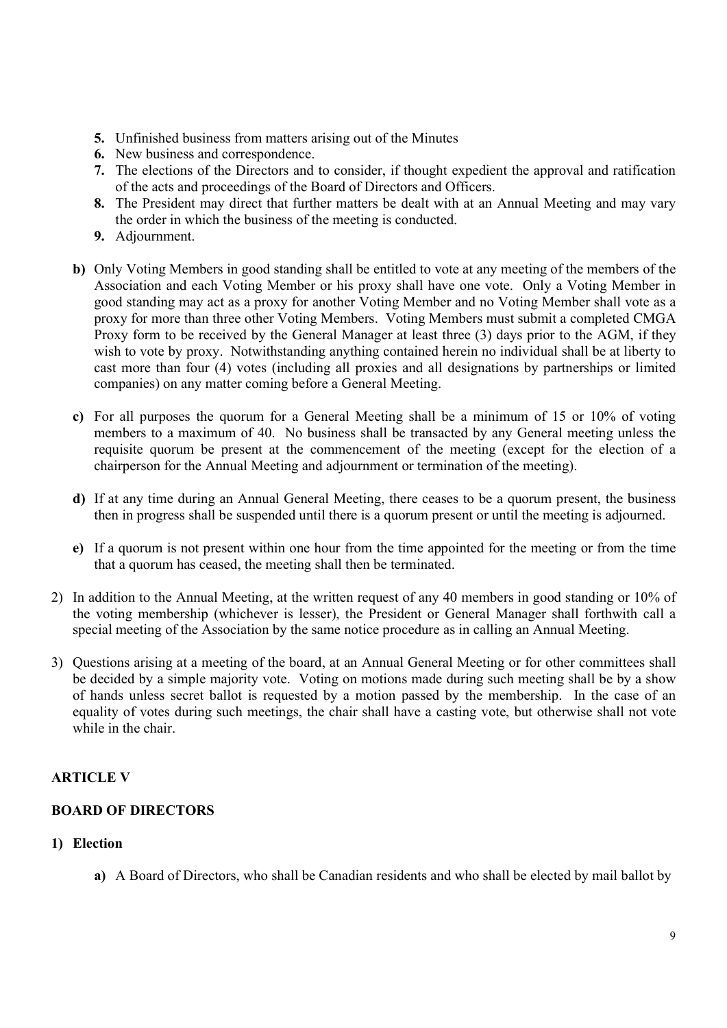5. Unfinished business from matters arising out of the Minutes
6. New business and correspondence.
7. The elections of the Directors and to consider, if thought expedient the approval and ratification of the acts and proceedings of the Board of Directors and Officers.
8. The President may direct that further matters be dealt with at an Annual Meeting and may vary the order in which the business of the meeting is conducted.
9. Adjournment.

**b)** Only Voting Members in good standing shall be entitled to vote at any meeting of the members of the Association and each Voting Member or his proxy shall have one vote. Only a Voting Member in good standing may act as a proxy for another Voting Member and no Voting Member shall vote as a proxy for more than three other Voting Members. Voting Members must submit a completed CMGA Proxy form to be received by the General Manager at least three (3) days prior to the AGM, if they wish to vote by proxy. Notwithstanding anything contained herein no individual shall be at liberty to cast more than four (4) votes (including all proxies and all designations by partnerships or limited companies) on any matter coming before a General Meeting.

**c)** For all purposes the quorum for a General Meeting shall be a minimum of 15 or 10% of voting members to a maximum of 40. No business shall be transacted by any General meeting unless the requisite quorum be present at the commencement of the meeting (except for the election of a chairperson for the Annual Meeting and adjournment or termination of the meeting).

**d)** If at any time during an Annual General Meeting, there ceases to be a quorum present, the business then in progress shall be suspended until there is a quorum present or until the meeting is adjourned.

**e)** If a quorum is not present within one hour from the time appointed for the meeting or from the time that a quorum has ceased, the meeting shall then be terminated.

2) In addition to the Annual Meeting, at the written request of any 40 members in good standing or 10% of the voting membership (whichever is lesser), the President or General Manager shall forthwith call a special meeting of the Association by the same notice procedure as in calling an Annual Meeting.

3) Questions arising at a meeting of the board, at an Annual General Meeting or for other committees shall be decided by a simple majority vote. Voting on motions made during such meeting shall be by a show of hands unless secret ballot is requested by a motion passed by the membership. In the case of an equality of votes during such meetings, the chair shall have a casting vote, but otherwise shall not vote while in the chair.

## ARTICLE V

## BOARD OF DIRECTORS

**1) Election**

**a)** A Board of Directors, who shall be Canadian residents and who shall be elected by mail ballot by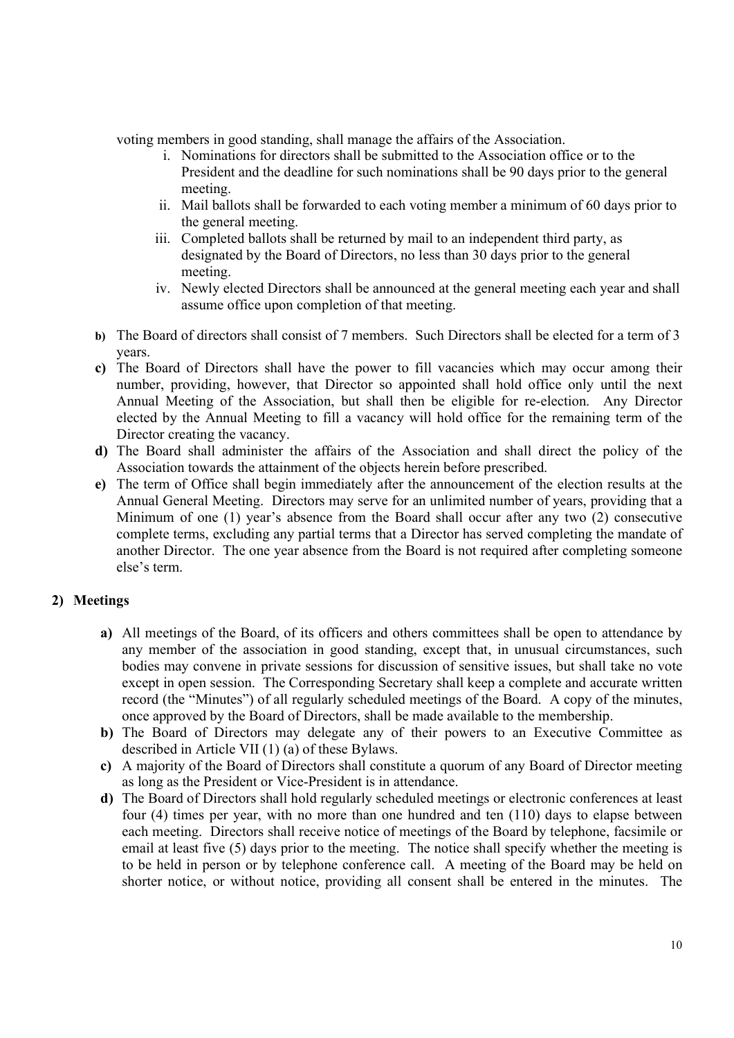voting members in good standing, shall manage the affairs of the Association.

i. Nominations for directors shall be submitted to the Association office or to the President and the deadline for such nominations shall be 90 days prior to the general meeting.
ii. Mail ballots shall be forwarded to each voting member a minimum of 60 days prior to the general meeting.
iii. Completed ballots shall be returned by mail to an independent third party, as designated by the Board of Directors, no less than 30 days prior to the general meeting.
iv. Newly elected Directors shall be announced at the general meeting each year and shall assume office upon completion of that meeting.

**b)** The Board of directors shall consist of 7 members. Such Directors shall be elected for a term of 3 years.

**c)** The Board of Directors shall have the power to fill vacancies which may occur among their number, providing, however, that Director so appointed shall hold office only until the next Annual Meeting of the Association, but shall then be eligible for re-election. Any Director elected by the Annual Meeting to fill a vacancy will hold office for the remaining term of the Director creating the vacancy.

**d)** The Board shall administer the affairs of the Association and shall direct the policy of the Association towards the attainment of the objects herein before prescribed.

**e)** The term of Office shall begin immediately after the announcement of the election results at the Annual General Meeting. Directors may serve for an unlimited number of years, providing that a Minimum of one (1) year's absence from the Board shall occur after any two (2) consecutive complete terms, excluding any partial terms that a Director has served completing the mandate of another Director. The one year absence from the Board is not required after completing someone else's term.

## 2) Meetings

**a)** All meetings of the Board, of its officers and others committees shall be open to attendance by any member of the association in good standing, except that, in unusual circumstances, such bodies may convene in private sessions for discussion of sensitive issues, but shall take no vote except in open session. The Corresponding Secretary shall keep a complete and accurate written record (the "Minutes") of all regularly scheduled meetings of the Board. A copy of the minutes, once approved by the Board of Directors, shall be made available to the membership.

**b)** The Board of Directors may delegate any of their powers to an Executive Committee as described in Article VII (1) (a) of these Bylaws.

**c)** A majority of the Board of Directors shall constitute a quorum of any Board of Director meeting as long as the President or Vice-President is in attendance.

**d)** The Board of Directors shall hold regularly scheduled meetings or electronic conferences at least four (4) times per year, with no more than one hundred and ten (110) days to elapse between each meeting. Directors shall receive notice of meetings of the Board by telephone, facsimile or email at least five (5) days prior to the meeting. The notice shall specify whether the meeting is to be held in person or by telephone conference call. A meeting of the Board may be held on shorter notice, or without notice, providing all consent shall be entered in the minutes. The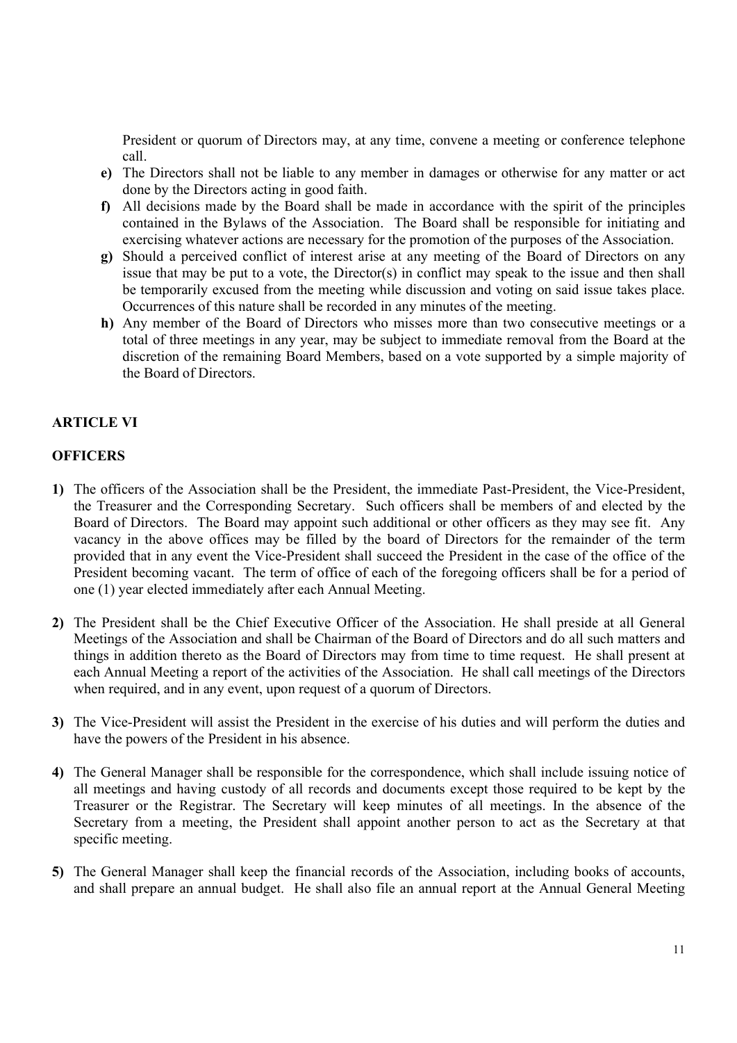President or quorum of Directors may, at any time, convene a meeting or conference telephone call.

- **e)** The Directors shall not be liable to any member in damages or otherwise for any matter or act done by the Directors acting in good faith.
- **f)** All decisions made by the Board shall be made in accordance with the spirit of the principles contained in the Bylaws of the Association. The Board shall be responsible for initiating and exercising whatever actions are necessary for the promotion of the purposes of the Association.
- **g)** Should a perceived conflict of interest arise at any meeting of the Board of Directors on any issue that may be put to a vote, the Director(s) in conflict may speak to the issue and then shall be temporarily excused from the meeting while discussion and voting on said issue takes place. Occurrences of this nature shall be recorded in any minutes of the meeting.
- **h)** Any member of the Board of Directors who misses more than two consecutive meetings or a total of three meetings in any year, may be subject to immediate removal from the Board at the discretion of the remaining Board Members, based on a vote supported by a simple majority of the Board of Directors.

## ARTICLE VI

## OFFICERS

**1)** The officers of the Association shall be the President, the immediate Past-President, the Vice-President, the Treasurer and the Corresponding Secretary. Such officers shall be members of and elected by the Board of Directors. The Board may appoint such additional or other officers as they may see fit. Any vacancy in the above offices may be filled by the board of Directors for the remainder of the term provided that in any event the Vice-President shall succeed the President in the case of the office of the President becoming vacant. The term of office of each of the foregoing officers shall be for a period of one (1) year elected immediately after each Annual Meeting.

**2)** The President shall be the Chief Executive Officer of the Association. He shall preside at all General Meetings of the Association and shall be Chairman of the Board of Directors and do all such matters and things in addition thereto as the Board of Directors may from time to time request. He shall present at each Annual Meeting a report of the activities of the Association. He shall call meetings of the Directors when required, and in any event, upon request of a quorum of Directors.

**3)** The Vice-President will assist the President in the exercise of his duties and will perform the duties and have the powers of the President in his absence.

**4)** The General Manager shall be responsible for the correspondence, which shall include issuing notice of all meetings and having custody of all records and documents except those required to be kept by the Treasurer or the Registrar. The Secretary will keep minutes of all meetings. In the absence of the Secretary from a meeting, the President shall appoint another person to act as the Secretary at that specific meeting.

**5)** The General Manager shall keep the financial records of the Association, including books of accounts, and shall prepare an annual budget. He shall also file an annual report at the Annual General Meeting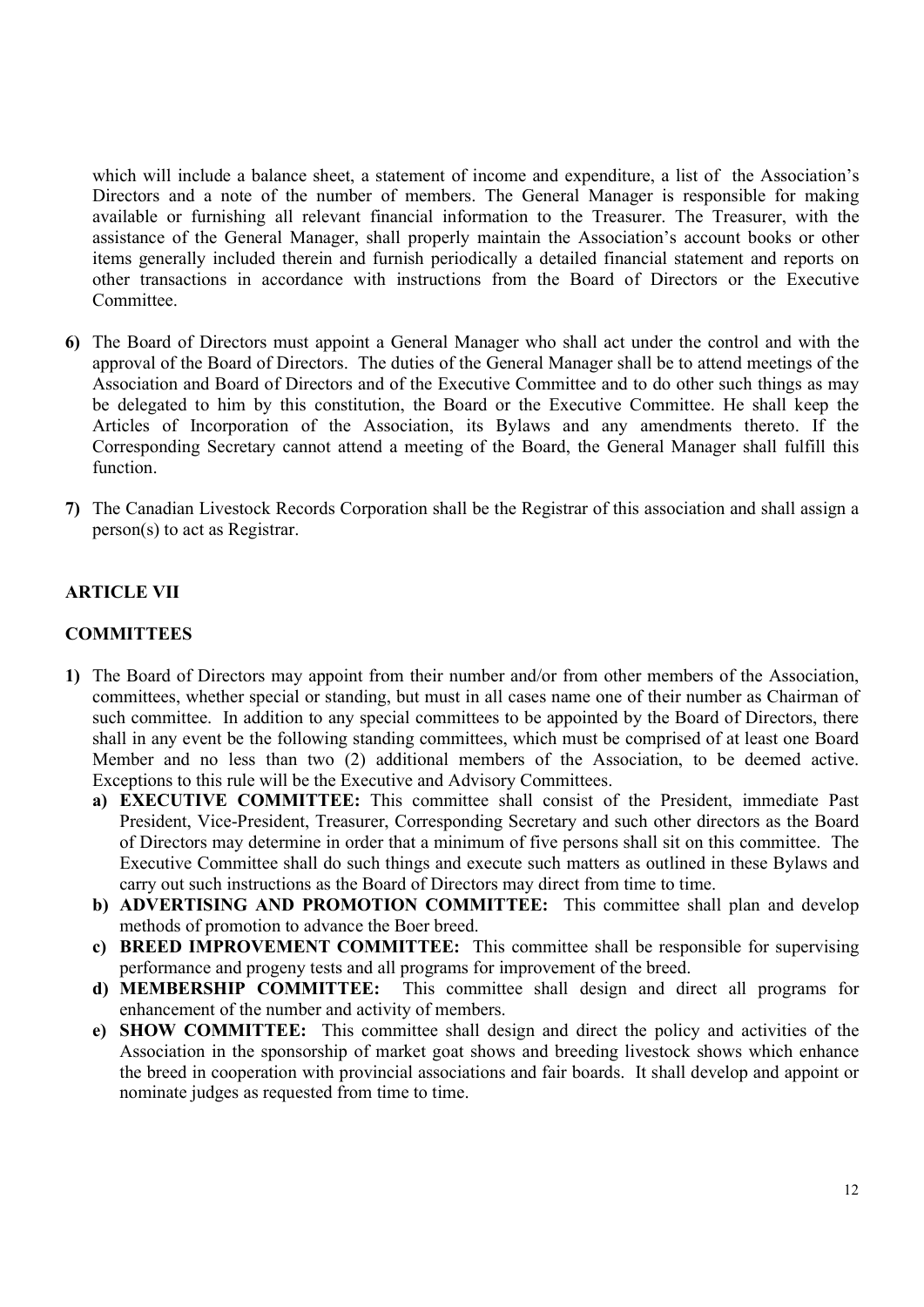which will include a balance sheet, a statement of income and expenditure, a list of the Association's Directors and a note of the number of members. The General Manager is responsible for making available or furnishing all relevant financial information to the Treasurer. The Treasurer, with the assistance of the General Manager, shall properly maintain the Association's account books or other items generally included therein and furnish periodically a detailed financial statement and reports on other transactions in accordance with instructions from the Board of Directors or the Executive Committee.

**6)** The Board of Directors must appoint a General Manager who shall act under the control and with the approval of the Board of Directors. The duties of the General Manager shall be to attend meetings of the Association and Board of Directors and of the Executive Committee and to do other such things as may be delegated to him by this constitution, the Board or the Executive Committee. He shall keep the Articles of Incorporation of the Association, its Bylaws and any amendments thereto. If the Corresponding Secretary cannot attend a meeting of the Board, the General Manager shall fulfill this function.

**7)** The Canadian Livestock Records Corporation shall be the Registrar of this association and shall assign a person(s) to act as Registrar.

## ARTICLE VII

## COMMITTEES

**1)** The Board of Directors may appoint from their number and/or from other members of the Association, committees, whether special or standing, but must in all cases name one of their number as Chairman of such committee. In addition to any special committees to be appointed by the Board of Directors, there shall in any event be the following standing committees, which must be comprised of at least one Board Member and no less than two (2) additional members of the Association, to be deemed active. Exceptions to this rule will be the Executive and Advisory Committees.

   **a) EXECUTIVE COMMITTEE:** This committee shall consist of the President, immediate Past President, Vice-President, Treasurer, Corresponding Secretary and such other directors as the Board of Directors may determine in order that a minimum of five persons shall sit on this committee. The Executive Committee shall do such things and execute such matters as outlined in these Bylaws and carry out such instructions as the Board of Directors may direct from time to time.

   **b) ADVERTISING AND PROMOTION COMMITTEE:** This committee shall plan and develop methods of promotion to advance the Boer breed.

   **c) BREED IMPROVEMENT COMMITTEE:** This committee shall be responsible for supervising performance and progeny tests and all programs for improvement of the breed.

   **d) MEMBERSHIP COMMITTEE:** This committee shall design and direct all programs for enhancement of the number and activity of members.

   **e) SHOW COMMITTEE:** This committee shall design and direct the policy and activities of the Association in the sponsorship of market goat shows and breeding livestock shows which enhance the breed in cooperation with provincial associations and fair boards. It shall develop and appoint or nominate judges as requested from time to time.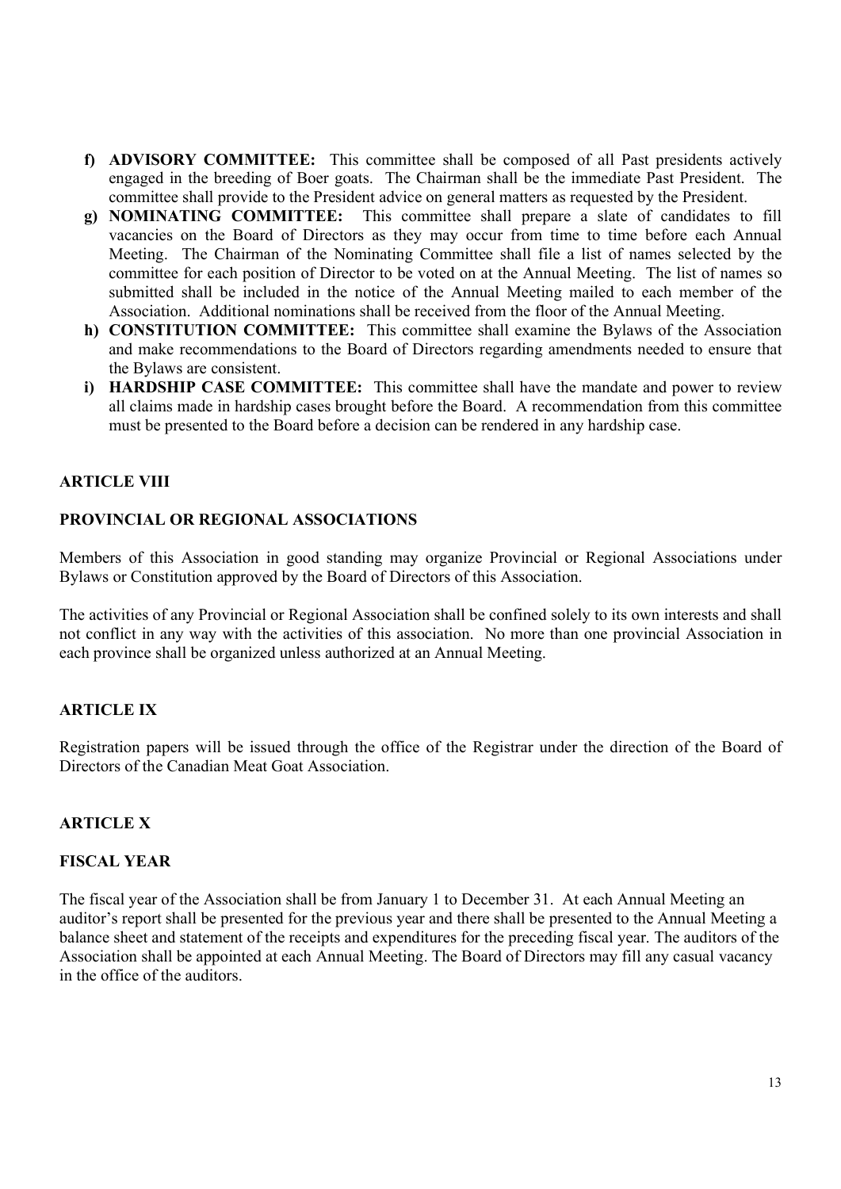f) **ADVISORY COMMITTEE:** This committee shall be composed of all Past presidents actively engaged in the breeding of Boer goats. The Chairman shall be the immediate Past President. The committee shall provide to the President advice on general matters as requested by the President.

g) **NOMINATING COMMITTEE:** This committee shall prepare a slate of candidates to fill vacancies on the Board of Directors as they may occur from time to time before each Annual Meeting. The Chairman of the Nominating Committee shall file a list of names selected by the committee for each position of Director to be voted on at the Annual Meeting. The list of names so submitted shall be included in the notice of the Annual Meeting mailed to each member of the Association. Additional nominations shall be received from the floor of the Annual Meeting.

h) **CONSTITUTION COMMITTEE:** This committee shall examine the Bylaws of the Association and make recommendations to the Board of Directors regarding amendments needed to ensure that the Bylaws are consistent.

i) **HARDSHIP CASE COMMITTEE:** This committee shall have the mandate and power to review all claims made in hardship cases brought before the Board. A recommendation from this committee must be presented to the Board before a decision can be rendered in any hardship case.

## ARTICLE VIII

## PROVINCIAL OR REGIONAL ASSOCIATIONS

Members of this Association in good standing may organize Provincial or Regional Associations under Bylaws or Constitution approved by the Board of Directors of this Association.

The activities of any Provincial or Regional Association shall be confined solely to its own interests and shall not conflict in any way with the activities of this association. No more than one provincial Association in each province shall be organized unless authorized at an Annual Meeting.

## ARTICLE IX

Registration papers will be issued through the office of the Registrar under the direction of the Board of Directors of the Canadian Meat Goat Association.

## ARTICLE X

## FISCAL YEAR

The fiscal year of the Association shall be from January 1 to December 31. At each Annual Meeting an auditor's report shall be presented for the previous year and there shall be presented to the Annual Meeting a balance sheet and statement of the receipts and expenditures for the preceding fiscal year. The auditors of the Association shall be appointed at each Annual Meeting. The Board of Directors may fill any casual vacancy in the office of the auditors.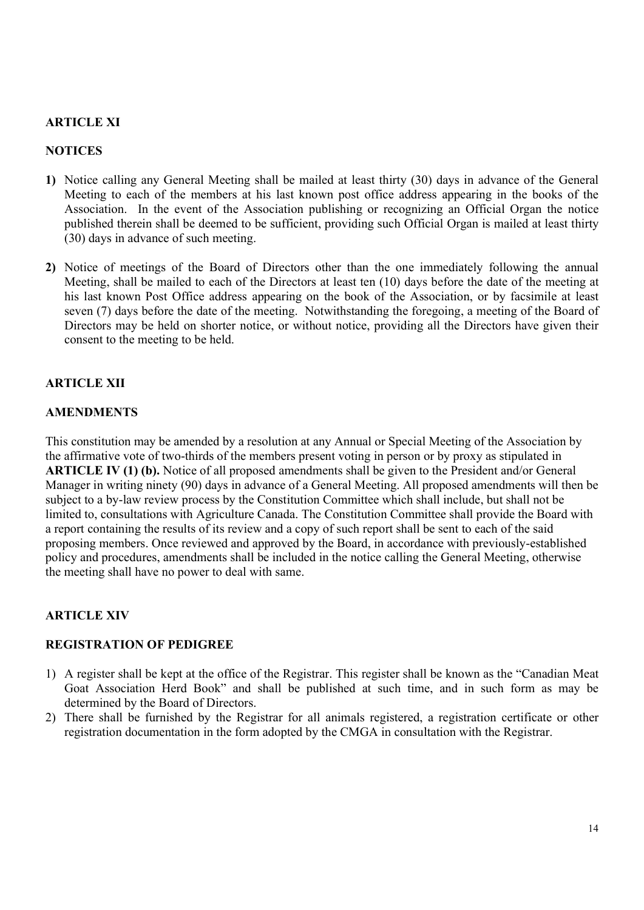## ARTICLE XI

## NOTICES

**1)** Notice calling any General Meeting shall be mailed at least thirty (30) days in advance of the General Meeting to each of the members at his last known post office address appearing in the books of the Association. In the event of the Association publishing or recognizing an Official Organ the notice published therein shall be deemed to be sufficient, providing such Official Organ is mailed at least thirty (30) days in advance of such meeting.

**2)** Notice of meetings of the Board of Directors other than the one immediately following the annual Meeting, shall be mailed to each of the Directors at least ten (10) days before the date of the meeting at his last known Post Office address appearing on the book of the Association, or by facsimile at least seven (7) days before the date of the meeting. Notwithstanding the foregoing, a meeting of the Board of Directors may be held on shorter notice, or without notice, providing all the Directors have given their consent to the meeting to be held.

## ARTICLE XII

## AMENDMENTS

This constitution may be amended by a resolution at any Annual or Special Meeting of the Association by the affirmative vote of two-thirds of the members present voting in person or by proxy as stipulated in **ARTICLE IV (1) (b).** Notice of all proposed amendments shall be given to the President and/or General Manager in writing ninety (90) days in advance of a General Meeting. All proposed amendments will then be subject to a by-law review process by the Constitution Committee which shall include, but shall not be limited to, consultations with Agriculture Canada. The Constitution Committee shall provide the Board with a report containing the results of its review and a copy of such report shall be sent to each of the said proposing members. Once reviewed and approved by the Board, in accordance with previously-established policy and procedures, amendments shall be included in the notice calling the General Meeting, otherwise the meeting shall have no power to deal with same.

## ARTICLE XIV

## REGISTRATION OF PEDIGREE

1) A register shall be kept at the office of the Registrar. This register shall be known as the "Canadian Meat Goat Association Herd Book" and shall be published at such time, and in such form as may be determined by the Board of Directors.
2) There shall be furnished by the Registrar for all animals registered, a registration certificate or other registration documentation in the form adopted by the CMGA in consultation with the Registrar.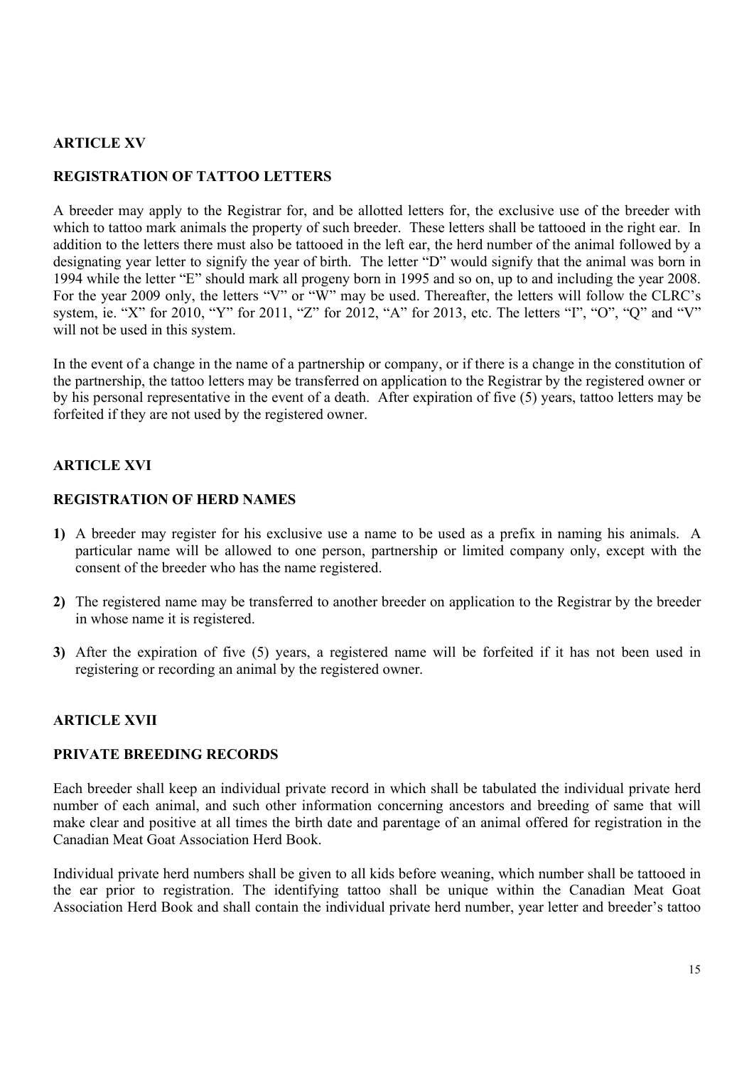## ARTICLE XV

## REGISTRATION OF TATTOO LETTERS

A breeder may apply to the Registrar for, and be allotted letters for, the exclusive use of the breeder with which to tattoo mark animals the property of such breeder. These letters shall be tattooed in the right ear. In addition to the letters there must also be tattooed in the left ear, the herd number of the animal followed by a designating year letter to signify the year of birth. The letter "D" would signify that the animal was born in 1994 while the letter "E" should mark all progeny born in 1995 and so on, up to and including the year 2008. For the year 2009 only, the letters "V" or "W" may be used. Thereafter, the letters will follow the CLRC's system, ie. "X" for 2010, "Y" for 2011, "Z" for 2012, "A" for 2013, etc. The letters "I", "O", "Q" and "V" will not be used in this system.

In the event of a change in the name of a partnership or company, or if there is a change in the constitution of the partnership, the tattoo letters may be transferred on application to the Registrar by the registered owner or by his personal representative in the event of a death. After expiration of five (5) years, tattoo letters may be forfeited if they are not used by the registered owner.

## ARTICLE XVI

## REGISTRATION OF HERD NAMES

**1)** A breeder may register for his exclusive use a name to be used as a prefix in naming his animals. A particular name will be allowed to one person, partnership or limited company only, except with the consent of the breeder who has the name registered.

**2)** The registered name may be transferred to another breeder on application to the Registrar by the breeder in whose name it is registered.

**3)** After the expiration of five (5) years, a registered name will be forfeited if it has not been used in registering or recording an animal by the registered owner.

## ARTICLE XVII

## PRIVATE BREEDING RECORDS

Each breeder shall keep an individual private record in which shall be tabulated the individual private herd number of each animal, and such other information concerning ancestors and breeding of same that will make clear and positive at all times the birth date and parentage of an animal offered for registration in the Canadian Meat Goat Association Herd Book.

Individual private herd numbers shall be given to all kids before weaning, which number shall be tattooed in the ear prior to registration. The identifying tattoo shall be unique within the Canadian Meat Goat Association Herd Book and shall contain the individual private herd number, year letter and breeder's tattoo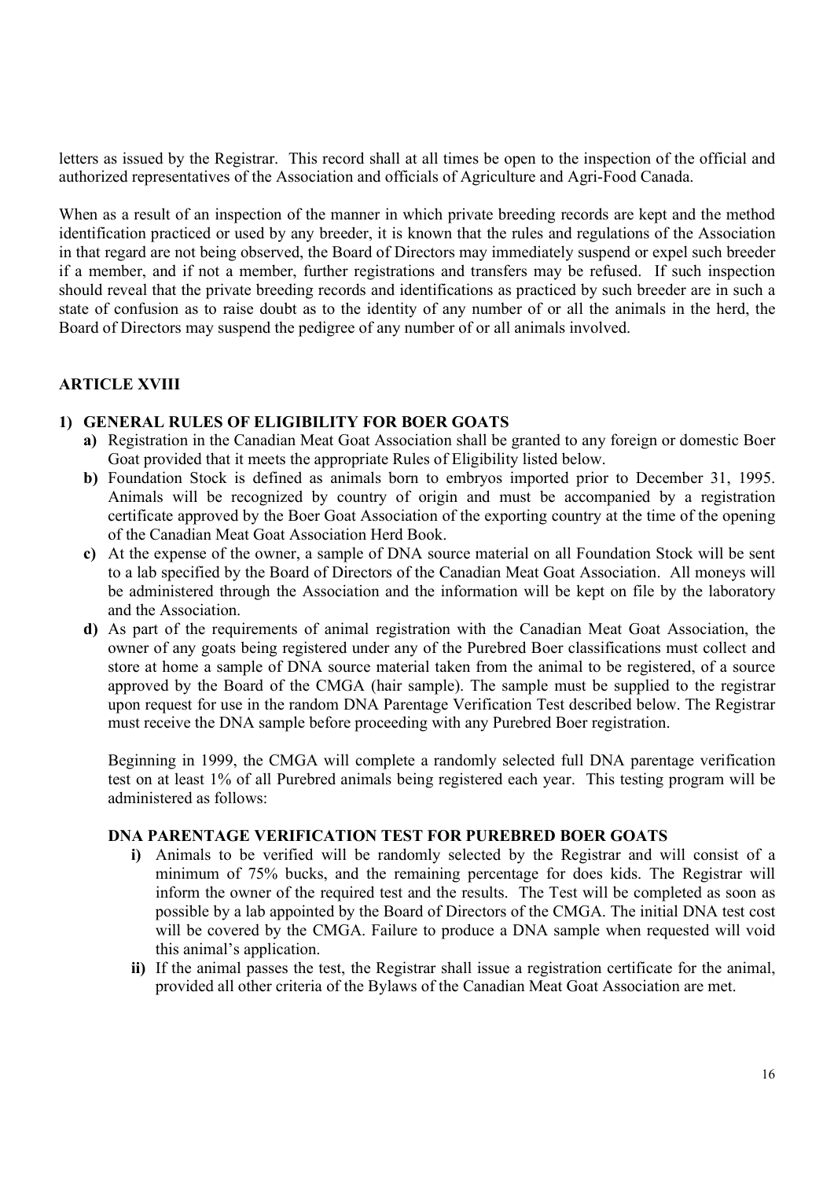letters as issued by the Registrar. This record shall at all times be open to the inspection of the official and authorized representatives of the Association and officials of Agriculture and Agri-Food Canada.

When as a result of an inspection of the manner in which private breeding records are kept and the method identification practiced or used by any breeder, it is known that the rules and regulations of the Association in that regard are not being observed, the Board of Directors may immediately suspend or expel such breeder if a member, and if not a member, further registrations and transfers may be refused. If such inspection should reveal that the private breeding records and identifications as practiced by such breeder are in such a state of confusion as to raise doubt as to the identity of any number of or all the animals in the herd, the Board of Directors may suspend the pedigree of any number of or all animals involved.

## ARTICLE XVIII

**1) GENERAL RULES OF ELIGIBILITY FOR BOER GOATS**

- **a)** Registration in the Canadian Meat Goat Association shall be granted to any foreign or domestic Boer Goat provided that it meets the appropriate Rules of Eligibility listed below.
- **b)** Foundation Stock is defined as animals born to embryos imported prior to December 31, 1995. Animals will be recognized by country of origin and must be accompanied by a registration certificate approved by the Boer Goat Association of the exporting country at the time of the opening of the Canadian Meat Goat Association Herd Book.
- **c)** At the expense of the owner, a sample of DNA source material on all Foundation Stock will be sent to a lab specified by the Board of Directors of the Canadian Meat Goat Association. All moneys will be administered through the Association and the information will be kept on file by the laboratory and the Association.
- **d)** As part of the requirements of animal registration with the Canadian Meat Goat Association, the owner of any goats being registered under any of the Purebred Boer classifications must collect and store at home a sample of DNA source material taken from the animal to be registered, of a source approved by the Board of the CMGA (hair sample). The sample must be supplied to the registrar upon request for use in the random DNA Parentage Verification Test described below. The Registrar must receive the DNA sample before proceeding with any Purebred Boer registration.

  Beginning in 1999, the CMGA will complete a randomly selected full DNA parentage verification test on at least 1% of all Purebred animals being registered each year. This testing program will be administered as follows:

  **DNA PARENTAGE VERIFICATION TEST FOR PUREBRED BOER GOATS**

  - **i)** Animals to be verified will be randomly selected by the Registrar and will consist of a minimum of 75% bucks, and the remaining percentage for does kids. The Registrar will inform the owner of the required test and the results. The Test will be completed as soon as possible by a lab appointed by the Board of Directors of the CMGA. The initial DNA test cost will be covered by the CMGA. Failure to produce a DNA sample when requested will void this animal's application.
  - **ii)** If the animal passes the test, the Registrar shall issue a registration certificate for the animal, provided all other criteria of the Bylaws of the Canadian Meat Goat Association are met.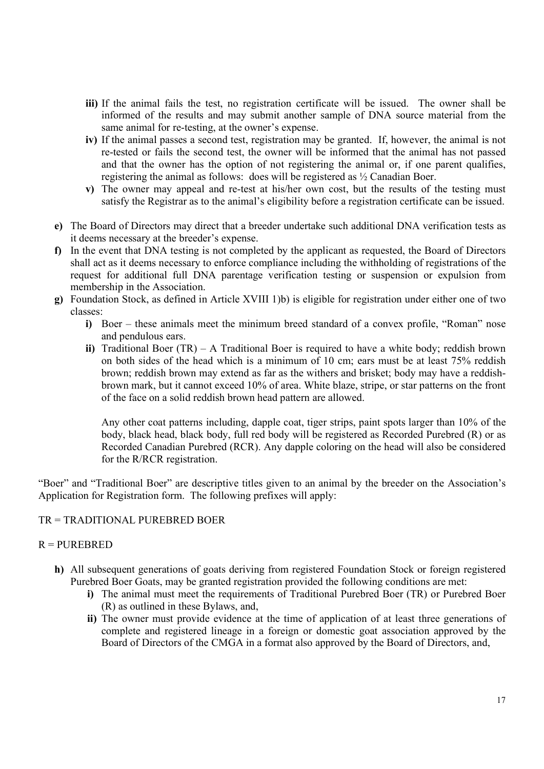- **iii)** If the animal fails the test, no registration certificate will be issued. The owner shall be informed of the results and may submit another sample of DNA source material from the same animal for re-testing, at the owner's expense.
- **iv)** If the animal passes a second test, registration may be granted. If, however, the animal is not re-tested or fails the second test, the owner will be informed that the animal has not passed and that the owner has the option of not registering the animal or, if one parent qualifies, registering the animal as follows: does will be registered as ½ Canadian Boer.
- **v)** The owner may appeal and re-test at his/her own cost, but the results of the testing must satisfy the Registrar as to the animal's eligibility before a registration certificate can be issued.

**e)** The Board of Directors may direct that a breeder undertake such additional DNA verification tests as it deems necessary at the breeder's expense.

**f)** In the event that DNA testing is not completed by the applicant as requested, the Board of Directors shall act as it deems necessary to enforce compliance including the withholding of registrations of the request for additional full DNA parentage verification testing or suspension or expulsion from membership in the Association.

**g)** Foundation Stock, as defined in Article XVIII 1)b) is eligible for registration under either one of two classes:

- **i)** Boer – these animals meet the minimum breed standard of a convex profile, "Roman" nose and pendulous ears.
- **ii)** Traditional Boer (TR) – A Traditional Boer is required to have a white body; reddish brown on both sides of the head which is a minimum of 10 cm; ears must be at least 75% reddish brown; reddish brown may extend as far as the withers and brisket; body may have a reddish-brown mark, but it cannot exceed 10% of area. White blaze, stripe, or star patterns on the front of the face on a solid reddish brown head pattern are allowed.

  Any other coat patterns including, dapple coat, tiger strips, paint spots larger than 10% of the body, black head, black body, full red body will be registered as Recorded Purebred (R) or as Recorded Canadian Purebred (RCR). Any dapple coloring on the head will also be considered for the R/RCR registration.

"Boer" and "Traditional Boer" are descriptive titles given to an animal by the breeder on the Association's Application for Registration form. The following prefixes will apply:

TR = TRADITIONAL PUREBRED BOER

R = PUREBRED

**h)** All subsequent generations of goats deriving from registered Foundation Stock or foreign registered Purebred Boer Goats, may be granted registration provided the following conditions are met:

- **i)** The animal must meet the requirements of Traditional Purebred Boer (TR) or Purebred Boer (R) as outlined in these Bylaws, and,
- **ii)** The owner must provide evidence at the time of application of at least three generations of complete and registered lineage in a foreign or domestic goat association approved by the Board of Directors of the CMGA in a format also approved by the Board of Directors, and,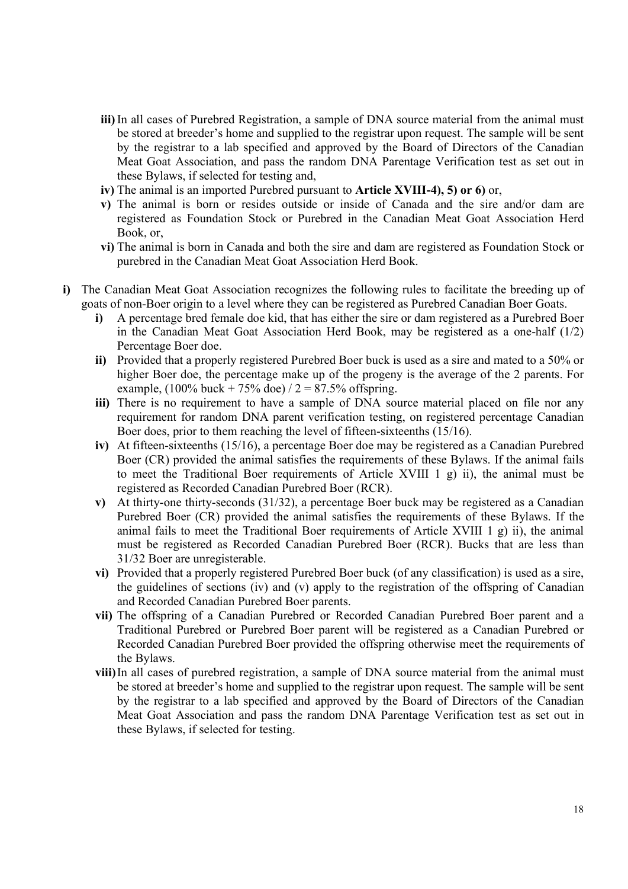- **iii)** In all cases of Purebred Registration, a sample of DNA source material from the animal must be stored at breeder's home and supplied to the registrar upon request. The sample will be sent by the registrar to a lab specified and approved by the Board of Directors of the Canadian Meat Goat Association, and pass the random DNA Parentage Verification test as set out in these Bylaws, if selected for testing and,
- **iv)** The animal is an imported Purebred pursuant to **Article XVIII-4), 5) or 6)** or,
- **v)** The animal is born or resides outside or inside of Canada and the sire and/or dam are registered as Foundation Stock or Purebred in the Canadian Meat Goat Association Herd Book, or,
- **vi)** The animal is born in Canada and both the sire and dam are registered as Foundation Stock or purebred in the Canadian Meat Goat Association Herd Book.

**i)** The Canadian Meat Goat Association recognizes the following rules to facilitate the breeding up of goats of non-Boer origin to a level where they can be registered as Purebred Canadian Boer Goats.

- **i)** A percentage bred female doe kid, that has either the sire or dam registered as a Purebred Boer in the Canadian Meat Goat Association Herd Book, may be registered as a one-half (1/2) Percentage Boer doe.
- **ii)** Provided that a properly registered Purebred Boer buck is used as a sire and mated to a 50% or higher Boer doe, the percentage make up of the progeny is the average of the 2 parents. For example, (100% buck + 75% doe) / 2 = 87.5% offspring.
- **iii)** There is no requirement to have a sample of DNA source material placed on file nor any requirement for random DNA parent verification testing, on registered percentage Canadian Boer does, prior to them reaching the level of fifteen-sixteenths (15/16).
- **iv)** At fifteen-sixteenths (15/16), a percentage Boer doe may be registered as a Canadian Purebred Boer (CR) provided the animal satisfies the requirements of these Bylaws. If the animal fails to meet the Traditional Boer requirements of Article XVIII 1 g) ii), the animal must be registered as Recorded Canadian Purebred Boer (RCR).
- **v)** At thirty-one thirty-seconds (31/32), a percentage Boer buck may be registered as a Canadian Purebred Boer (CR) provided the animal satisfies the requirements of these Bylaws. If the animal fails to meet the Traditional Boer requirements of Article XVIII 1 g) ii), the animal must be registered as Recorded Canadian Purebred Boer (RCR). Bucks that are less than 31/32 Boer are unregisterable.
- **vi)** Provided that a properly registered Purebred Boer buck (of any classification) is used as a sire, the guidelines of sections (iv) and (v) apply to the registration of the offspring of Canadian and Recorded Canadian Purebred Boer parents.
- **vii)** The offspring of a Canadian Purebred or Recorded Canadian Purebred Boer parent and a Traditional Purebred or Purebred Boer parent will be registered as a Canadian Purebred or Recorded Canadian Purebred Boer provided the offspring otherwise meet the requirements of the Bylaws.
- **viii)** In all cases of purebred registration, a sample of DNA source material from the animal must be stored at breeder's home and supplied to the registrar upon request. The sample will be sent by the registrar to a lab specified and approved by the Board of Directors of the Canadian Meat Goat Association and pass the random DNA Parentage Verification test as set out in these Bylaws, if selected for testing.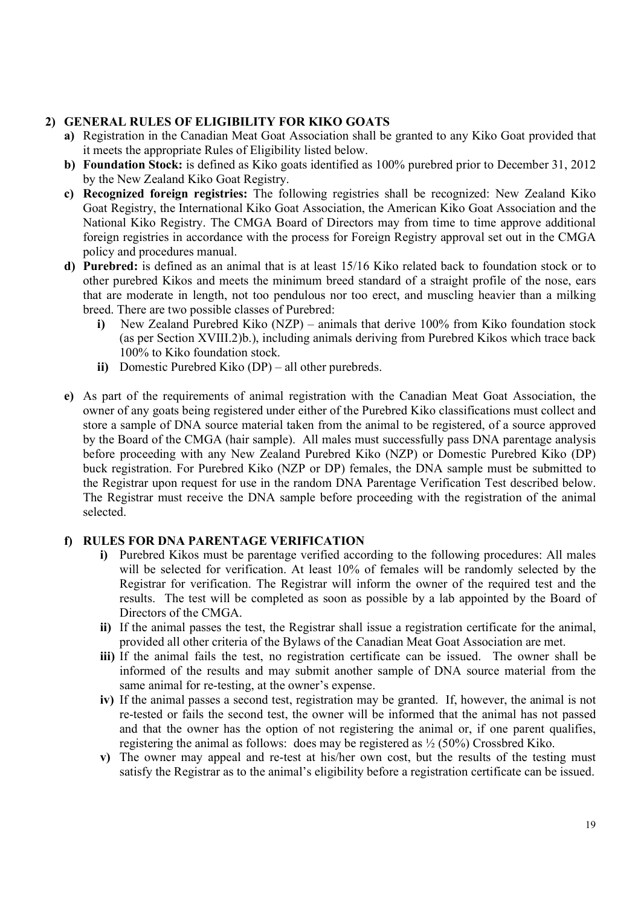## 2) GENERAL RULES OF ELIGIBILITY FOR KIKO GOATS

**a)** Registration in the Canadian Meat Goat Association shall be granted to any Kiko Goat provided that it meets the appropriate Rules of Eligibility listed below.

**b) Foundation Stock:** is defined as Kiko goats identified as 100% purebred prior to December 31, 2012 by the New Zealand Kiko Goat Registry.

**c) Recognized foreign registries:** The following registries shall be recognized: New Zealand Kiko Goat Registry, the International Kiko Goat Association, the American Kiko Goat Association and the National Kiko Registry. The CMGA Board of Directors may from time to time approve additional foreign registries in accordance with the process for Foreign Registry approval set out in the CMGA policy and procedures manual.

**d) Purebred:** is defined as an animal that is at least 15/16 Kiko related back to foundation stock or to other purebred Kikos and meets the minimum breed standard of a straight profile of the nose, ears that are moderate in length, not too pendulous nor too erect, and muscling heavier than a milking breed. There are two possible classes of Purebred:

- **i)** New Zealand Purebred Kiko (NZP) – animals that derive 100% from Kiko foundation stock (as per Section XVIII.2)b.), including animals deriving from Purebred Kikos which trace back 100% to Kiko foundation stock.
- **ii)** Domestic Purebred Kiko (DP) – all other purebreds.

**e)** As part of the requirements of animal registration with the Canadian Meat Goat Association, the owner of any goats being registered under either of the Purebred Kiko classifications must collect and store a sample of DNA source material taken from the animal to be registered, of a source approved by the Board of the CMGA (hair sample). All males must successfully pass DNA parentage analysis before proceeding with any New Zealand Purebred Kiko (NZP) or Domestic Purebred Kiko (DP) buck registration. For Purebred Kiko (NZP or DP) females, the DNA sample must be submitted to the Registrar upon request for use in the random DNA Parentage Verification Test described below. The Registrar must receive the DNA sample before proceeding with the registration of the animal selected.

### f) RULES FOR DNA PARENTAGE VERIFICATION

- **i)** Purebred Kikos must be parentage verified according to the following procedures: All males will be selected for verification. At least 10% of females will be randomly selected by the Registrar for verification. The Registrar will inform the owner of the required test and the results. The test will be completed as soon as possible by a lab appointed by the Board of Directors of the CMGA.
- **ii)** If the animal passes the test, the Registrar shall issue a registration certificate for the animal, provided all other criteria of the Bylaws of the Canadian Meat Goat Association are met.
- **iii)** If the animal fails the test, no registration certificate can be issued. The owner shall be informed of the results and may submit another sample of DNA source material from the same animal for re-testing, at the owner's expense.
- **iv)** If the animal passes a second test, registration may be granted. If, however, the animal is not re-tested or fails the second test, the owner will be informed that the animal has not passed and that the owner has the option of not registering the animal or, if one parent qualifies, registering the animal as follows: does may be registered as ½ (50%) Crossbred Kiko.
- **v)** The owner may appeal and re-test at his/her own cost, but the results of the testing must satisfy the Registrar as to the animal's eligibility before a registration certificate can be issued.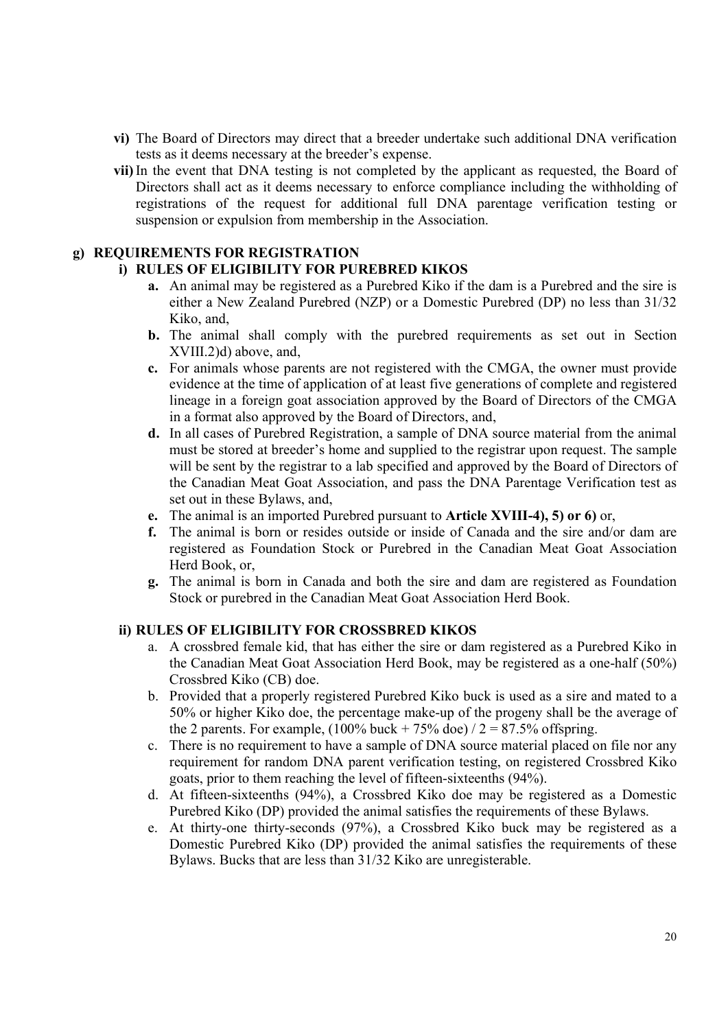- **vi)** The Board of Directors may direct that a breeder undertake such additional DNA verification tests as it deems necessary at the breeder's expense.
- **vii)** In the event that DNA testing is not completed by the applicant as requested, the Board of Directors shall act as it deems necessary to enforce compliance including the withholding of registrations of the request for additional full DNA parentage verification testing or suspension or expulsion from membership in the Association.

**g) REQUIREMENTS FOR REGISTRATION**

**i) RULES OF ELIGIBILITY FOR PUREBRED KIKOS**

- **a.** An animal may be registered as a Purebred Kiko if the dam is a Purebred and the sire is either a New Zealand Purebred (NZP) or a Domestic Purebred (DP) no less than 31/32 Kiko, and,
- **b.** The animal shall comply with the purebred requirements as set out in Section XVIII.2)d) above, and,
- **c.** For animals whose parents are not registered with the CMGA, the owner must provide evidence at the time of application of at least five generations of complete and registered lineage in a foreign goat association approved by the Board of Directors of the CMGA in a format also approved by the Board of Directors, and,
- **d.** In all cases of Purebred Registration, a sample of DNA source material from the animal must be stored at breeder's home and supplied to the registrar upon request. The sample will be sent by the registrar to a lab specified and approved by the Board of Directors of the Canadian Meat Goat Association, and pass the DNA Parentage Verification test as set out in these Bylaws, and,
- **e.** The animal is an imported Purebred pursuant to **Article XVIII-4), 5) or 6)** or,
- **f.** The animal is born or resides outside or inside of Canada and the sire and/or dam are registered as Foundation Stock or Purebred in the Canadian Meat Goat Association Herd Book, or,
- **g.** The animal is born in Canada and both the sire and dam are registered as Foundation Stock or purebred in the Canadian Meat Goat Association Herd Book.

**ii) RULES OF ELIGIBILITY FOR CROSSBRED KIKOS**

- a. A crossbred female kid, that has either the sire or dam registered as a Purebred Kiko in the Canadian Meat Goat Association Herd Book, may be registered as a one-half (50%) Crossbred Kiko (CB) doe.
- b. Provided that a properly registered Purebred Kiko buck is used as a sire and mated to a 50% or higher Kiko doe, the percentage make-up of the progeny shall be the average of the 2 parents. For example, (100% buck + 75% doe) / 2 = 87.5% offspring.
- c. There is no requirement to have a sample of DNA source material placed on file nor any requirement for random DNA parent verification testing, on registered Crossbred Kiko goats, prior to them reaching the level of fifteen-sixteenths (94%).
- d. At fifteen-sixteenths (94%), a Crossbred Kiko doe may be registered as a Domestic Purebred Kiko (DP) provided the animal satisfies the requirements of these Bylaws.
- e. At thirty-one thirty-seconds (97%), a Crossbred Kiko buck may be registered as a Domestic Purebred Kiko (DP) provided the animal satisfies the requirements of these Bylaws. Bucks that are less than 31/32 Kiko are unregisterable.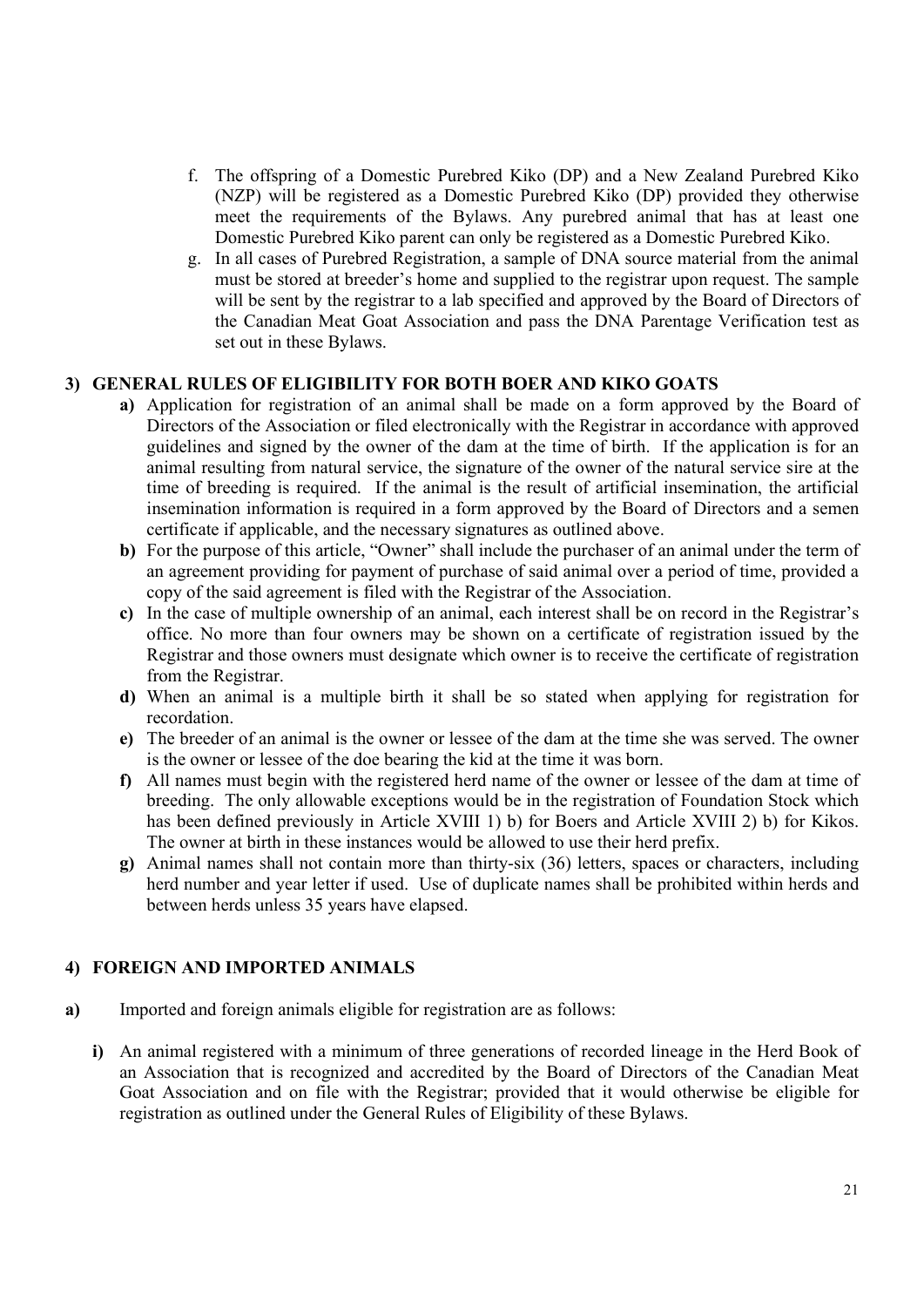f. The offspring of a Domestic Purebred Kiko (DP) and a New Zealand Purebred Kiko (NZP) will be registered as a Domestic Purebred Kiko (DP) provided they otherwise meet the requirements of the Bylaws. Any purebred animal that has at least one Domestic Purebred Kiko parent can only be registered as a Domestic Purebred Kiko.

g. In all cases of Purebred Registration, a sample of DNA source material from the animal must be stored at breeder's home and supplied to the registrar upon request. The sample will be sent by the registrar to a lab specified and approved by the Board of Directors of the Canadian Meat Goat Association and pass the DNA Parentage Verification test as set out in these Bylaws.

### 3) GENERAL RULES OF ELIGIBILITY FOR BOTH BOER AND KIKO GOATS

**a)** Application for registration of an animal shall be made on a form approved by the Board of Directors of the Association or filed electronically with the Registrar in accordance with approved guidelines and signed by the owner of the dam at the time of birth. If the application is for an animal resulting from natural service, the signature of the owner of the natural service sire at the time of breeding is required. If the animal is the result of artificial insemination, the artificial insemination information is required in a form approved by the Board of Directors and a semen certificate if applicable, and the necessary signatures as outlined above.

**b)** For the purpose of this article, "Owner" shall include the purchaser of an animal under the term of an agreement providing for payment of purchase of said animal over a period of time, provided a copy of the said agreement is filed with the Registrar of the Association.

**c)** In the case of multiple ownership of an animal, each interest shall be on record in the Registrar's office. No more than four owners may be shown on a certificate of registration issued by the Registrar and those owners must designate which owner is to receive the certificate of registration from the Registrar.

**d)** When an animal is a multiple birth it shall be so stated when applying for registration for recordation.

**e)** The breeder of an animal is the owner or lessee of the dam at the time she was served. The owner is the owner or lessee of the doe bearing the kid at the time it was born.

**f)** All names must begin with the registered herd name of the owner or lessee of the dam at time of breeding. The only allowable exceptions would be in the registration of Foundation Stock which has been defined previously in Article XVIII 1) b) for Boers and Article XVIII 2) b) for Kikos. The owner at birth in these instances would be allowed to use their herd prefix.

**g)** Animal names shall not contain more than thirty-six (36) letters, spaces or characters, including herd number and year letter if used. Use of duplicate names shall be prohibited within herds and between herds unless 35 years have elapsed.

### 4) FOREIGN AND IMPORTED ANIMALS

**a)** Imported and foreign animals eligible for registration are as follows:

**i)** An animal registered with a minimum of three generations of recorded lineage in the Herd Book of an Association that is recognized and accredited by the Board of Directors of the Canadian Meat Goat Association and on file with the Registrar; provided that it would otherwise be eligible for registration as outlined under the General Rules of Eligibility of these Bylaws.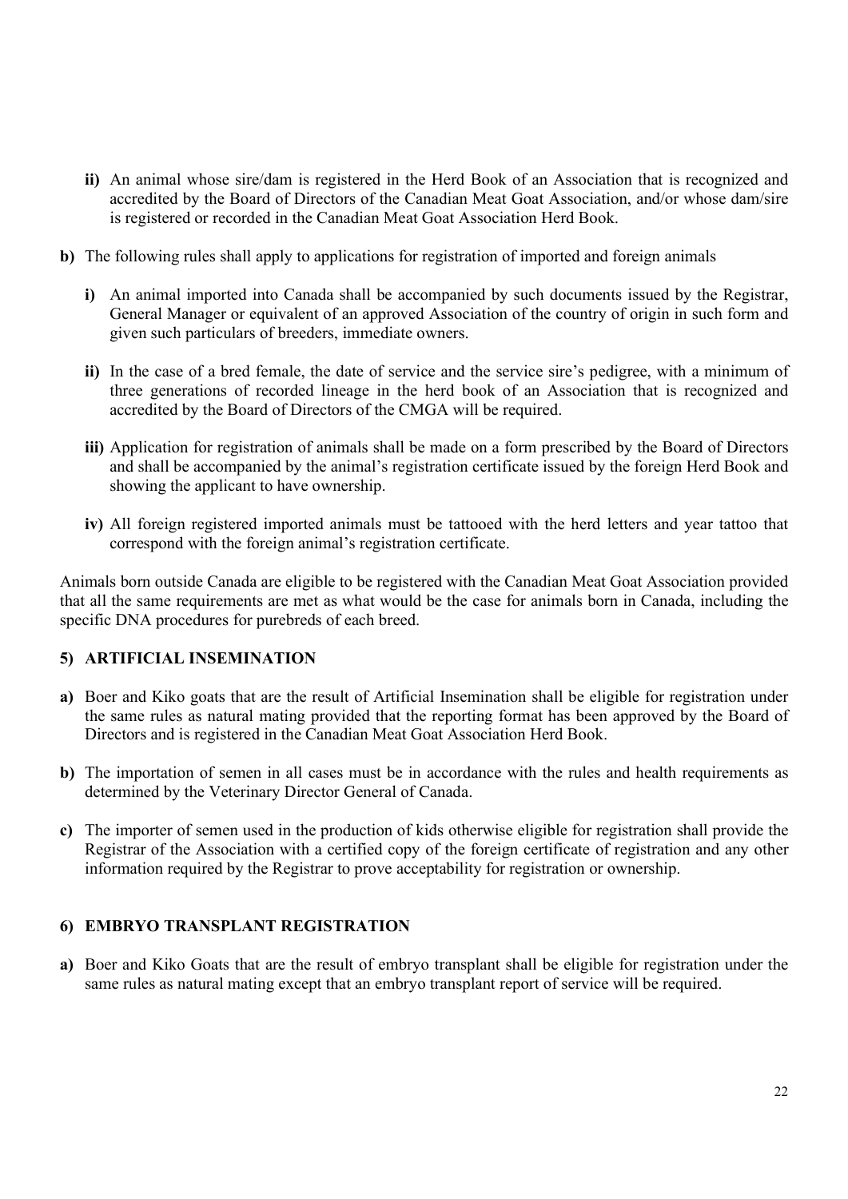**ii)** An animal whose sire/dam is registered in the Herd Book of an Association that is recognized and accredited by the Board of Directors of the Canadian Meat Goat Association, and/or whose dam/sire is registered or recorded in the Canadian Meat Goat Association Herd Book.

**b)** The following rules shall apply to applications for registration of imported and foreign animals

**i)** An animal imported into Canada shall be accompanied by such documents issued by the Registrar, General Manager or equivalent of an approved Association of the country of origin in such form and given such particulars of breeders, immediate owners.

**ii)** In the case of a bred female, the date of service and the service sire's pedigree, with a minimum of three generations of recorded lineage in the herd book of an Association that is recognized and accredited by the Board of Directors of the CMGA will be required.

**iii)** Application for registration of animals shall be made on a form prescribed by the Board of Directors and shall be accompanied by the animal's registration certificate issued by the foreign Herd Book and showing the applicant to have ownership.

**iv)** All foreign registered imported animals must be tattooed with the herd letters and year tattoo that correspond with the foreign animal's registration certificate.

Animals born outside Canada are eligible to be registered with the Canadian Meat Goat Association provided that all the same requirements are met as what would be the case for animals born in Canada, including the specific DNA procedures for purebreds of each breed.

### 5) ARTIFICIAL INSEMINATION

**a)** Boer and Kiko goats that are the result of Artificial Insemination shall be eligible for registration under the same rules as natural mating provided that the reporting format has been approved by the Board of Directors and is registered in the Canadian Meat Goat Association Herd Book.

**b)** The importation of semen in all cases must be in accordance with the rules and health requirements as determined by the Veterinary Director General of Canada.

**c)** The importer of semen used in the production of kids otherwise eligible for registration shall provide the Registrar of the Association with a certified copy of the foreign certificate of registration and any other information required by the Registrar to prove acceptability for registration or ownership.

### 6) EMBRYO TRANSPLANT REGISTRATION

**a)** Boer and Kiko Goats that are the result of embryo transplant shall be eligible for registration under the same rules as natural mating except that an embryo transplant report of service will be required.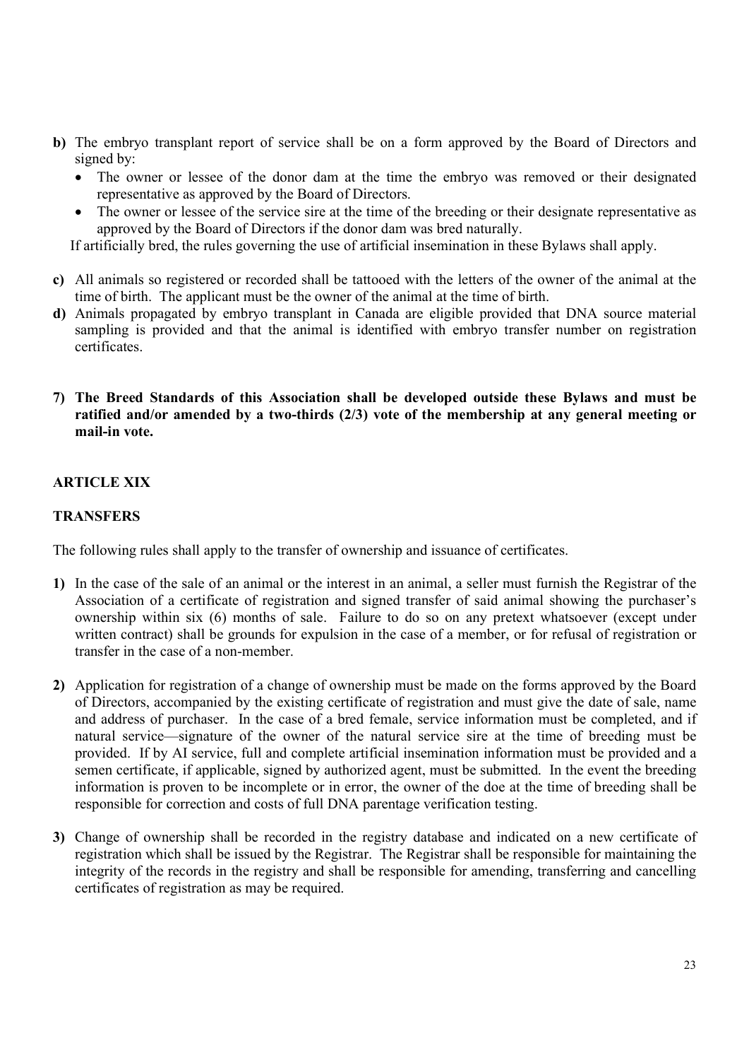**b)** The embryo transplant report of service shall be on a form approved by the Board of Directors and signed by:

- The owner or lessee of the donor dam at the time the embryo was removed or their designated representative as approved by the Board of Directors.
- The owner or lessee of the service sire at the time of the breeding or their designate representative as approved by the Board of Directors if the donor dam was bred naturally.

If artificially bred, the rules governing the use of artificial insemination in these Bylaws shall apply.

**c)** All animals so registered or recorded shall be tattooed with the letters of the owner of the animal at the time of birth. The applicant must be the owner of the animal at the time of birth.

**d)** Animals propagated by embryo transplant in Canada are eligible provided that DNA source material sampling is provided and that the animal is identified with embryo transfer number on registration certificates.

**7) The Breed Standards of this Association shall be developed outside these Bylaws and must be ratified and/or amended by a two-thirds (2/3) vote of the membership at any general meeting or mail-in vote.**

## ARTICLE XIX

## TRANSFERS

The following rules shall apply to the transfer of ownership and issuance of certificates.

**1)** In the case of the sale of an animal or the interest in an animal, a seller must furnish the Registrar of the Association of a certificate of registration and signed transfer of said animal showing the purchaser's ownership within six (6) months of sale. Failure to do so on any pretext whatsoever (except under written contract) shall be grounds for expulsion in the case of a member, or for refusal of registration or transfer in the case of a non-member.

**2)** Application for registration of a change of ownership must be made on the forms approved by the Board of Directors, accompanied by the existing certificate of registration and must give the date of sale, name and address of purchaser. In the case of a bred female, service information must be completed, and if natural service—signature of the owner of the natural service sire at the time of breeding must be provided. If by AI service, full and complete artificial insemination information must be provided and a semen certificate, if applicable, signed by authorized agent, must be submitted. In the event the breeding information is proven to be incomplete or in error, the owner of the doe at the time of breeding shall be responsible for correction and costs of full DNA parentage verification testing.

**3)** Change of ownership shall be recorded in the registry database and indicated on a new certificate of registration which shall be issued by the Registrar. The Registrar shall be responsible for maintaining the integrity of the records in the registry and shall be responsible for amending, transferring and cancelling certificates of registration as may be required.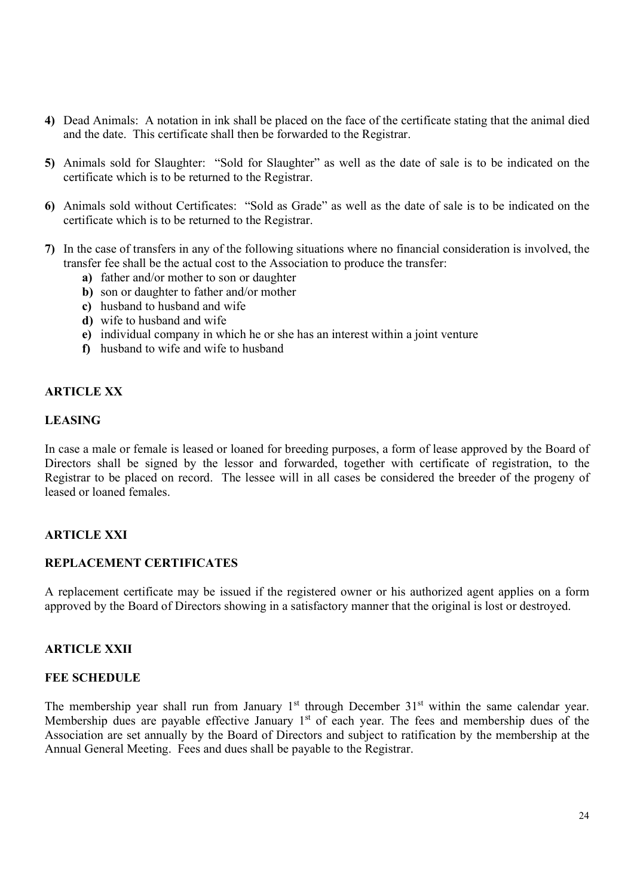**4)** Dead Animals: A notation in ink shall be placed on the face of the certificate stating that the animal died and the date. This certificate shall then be forwarded to the Registrar.

**5)** Animals sold for Slaughter: "Sold for Slaughter" as well as the date of sale is to be indicated on the certificate which is to be returned to the Registrar.

**6)** Animals sold without Certificates: "Sold as Grade" as well as the date of sale is to be indicated on the certificate which is to be returned to the Registrar.

**7)** In the case of transfers in any of the following situations where no financial consideration is involved, the transfer fee shall be the actual cost to the Association to produce the transfer:

- **a)** father and/or mother to son or daughter
- **b)** son or daughter to father and/or mother
- **c)** husband to husband and wife
- **d)** wife to husband and wife
- **e)** individual company in which he or she has an interest within a joint venture
- **f)** husband to wife and wife to husband

## ARTICLE XX

### LEASING

In case a male or female is leased or loaned for breeding purposes, a form of lease approved by the Board of Directors shall be signed by the lessor and forwarded, together with certificate of registration, to the Registrar to be placed on record. The lessee will in all cases be considered the breeder of the progeny of leased or loaned females.

## ARTICLE XXI

### REPLACEMENT CERTIFICATES

A replacement certificate may be issued if the registered owner or his authorized agent applies on a form approved by the Board of Directors showing in a satisfactory manner that the original is lost or destroyed.

## ARTICLE XXII

### FEE SCHEDULE

The membership year shall run from January 1st through December 31st within the same calendar year. Membership dues are payable effective January 1st of each year. The fees and membership dues of the Association are set annually by the Board of Directors and subject to ratification by the membership at the Annual General Meeting. Fees and dues shall be payable to the Registrar.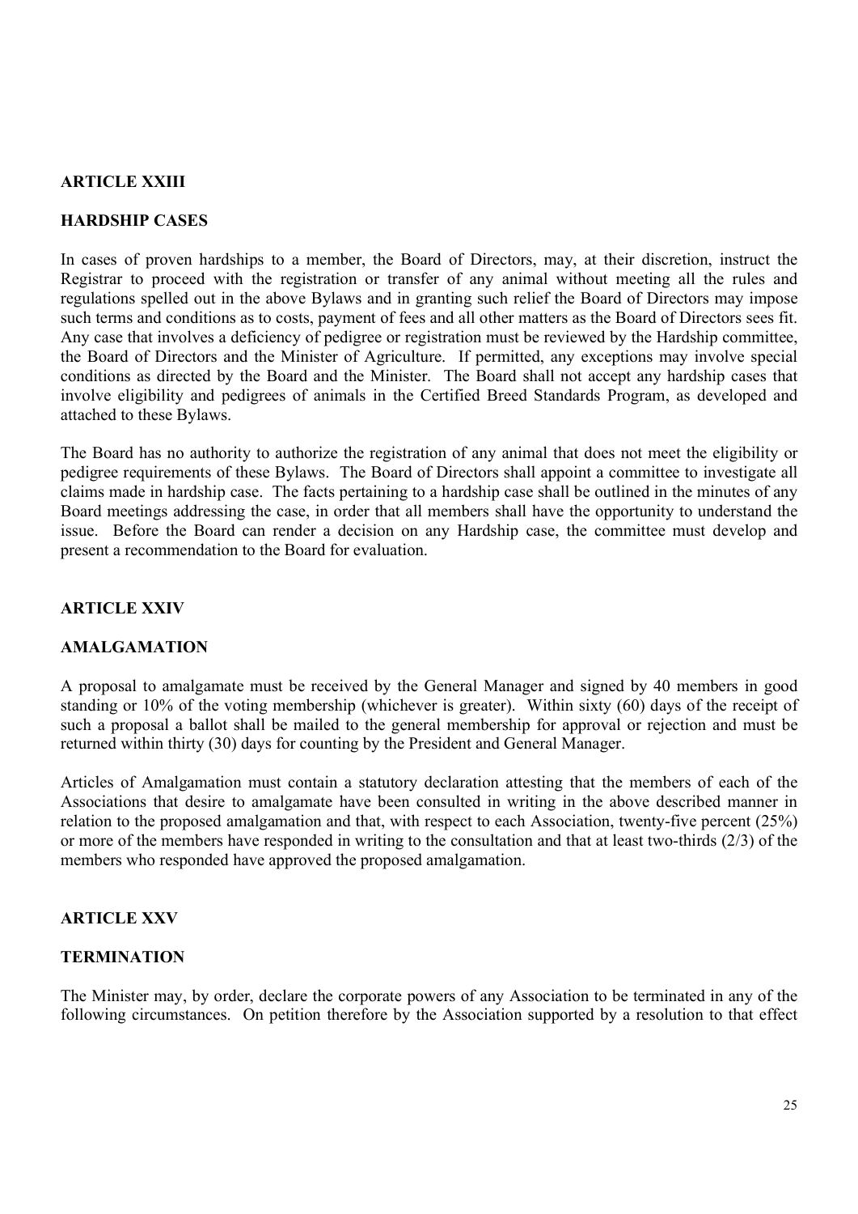## ARTICLE XXIII

## HARDSHIP CASES

In cases of proven hardships to a member, the Board of Directors, may, at their discretion, instruct the Registrar to proceed with the registration or transfer of any animal without meeting all the rules and regulations spelled out in the above Bylaws and in granting such relief the Board of Directors may impose such terms and conditions as to costs, payment of fees and all other matters as the Board of Directors sees fit. Any case that involves a deficiency of pedigree or registration must be reviewed by the Hardship committee, the Board of Directors and the Minister of Agriculture. If permitted, any exceptions may involve special conditions as directed by the Board and the Minister. The Board shall not accept any hardship cases that involve eligibility and pedigrees of animals in the Certified Breed Standards Program, as developed and attached to these Bylaws.

The Board has no authority to authorize the registration of any animal that does not meet the eligibility or pedigree requirements of these Bylaws. The Board of Directors shall appoint a committee to investigate all claims made in hardship case. The facts pertaining to a hardship case shall be outlined in the minutes of any Board meetings addressing the case, in order that all members shall have the opportunity to understand the issue. Before the Board can render a decision on any Hardship case, the committee must develop and present a recommendation to the Board for evaluation.

## ARTICLE XXIV

## AMALGAMATION

A proposal to amalgamate must be received by the General Manager and signed by 40 members in good standing or 10% of the voting membership (whichever is greater). Within sixty (60) days of the receipt of such a proposal a ballot shall be mailed to the general membership for approval or rejection and must be returned within thirty (30) days for counting by the President and General Manager.

Articles of Amalgamation must contain a statutory declaration attesting that the members of each of the Associations that desire to amalgamate have been consulted in writing in the above described manner in relation to the proposed amalgamation and that, with respect to each Association, twenty-five percent (25%) or more of the members have responded in writing to the consultation and that at least two-thirds (2/3) of the members who responded have approved the proposed amalgamation.

## ARTICLE XXV

## TERMINATION

The Minister may, by order, declare the corporate powers of any Association to be terminated in any of the following circumstances. On petition therefore by the Association supported by a resolution to that effect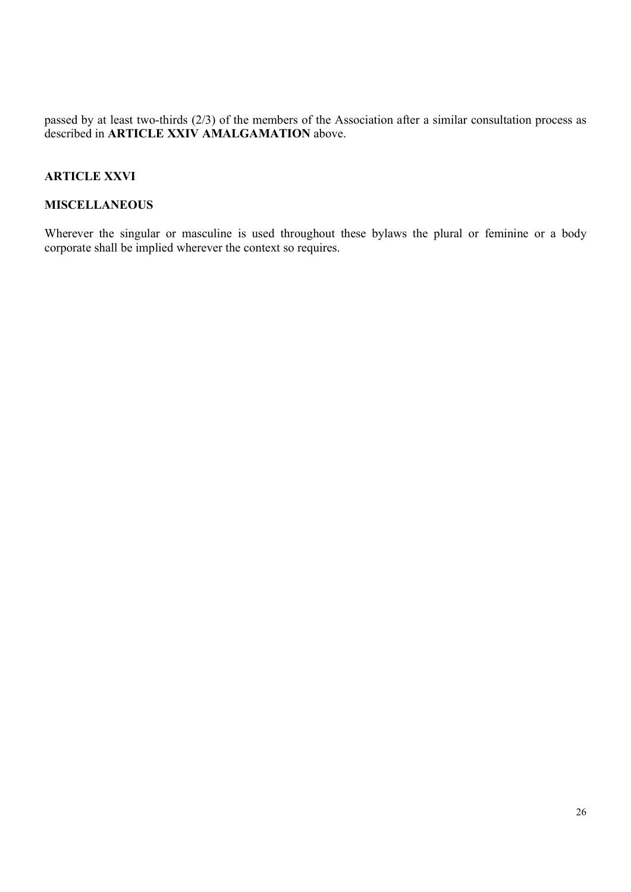passed by at least two-thirds (2/3) of the members of the Association after a similar consultation process as described in **ARTICLE XXIV AMALGAMATION** above.

## ARTICLE XXVI

## MISCELLANEOUS

Wherever the singular or masculine is used throughout these bylaws the plural or feminine or a body corporate shall be implied wherever the context so requires.